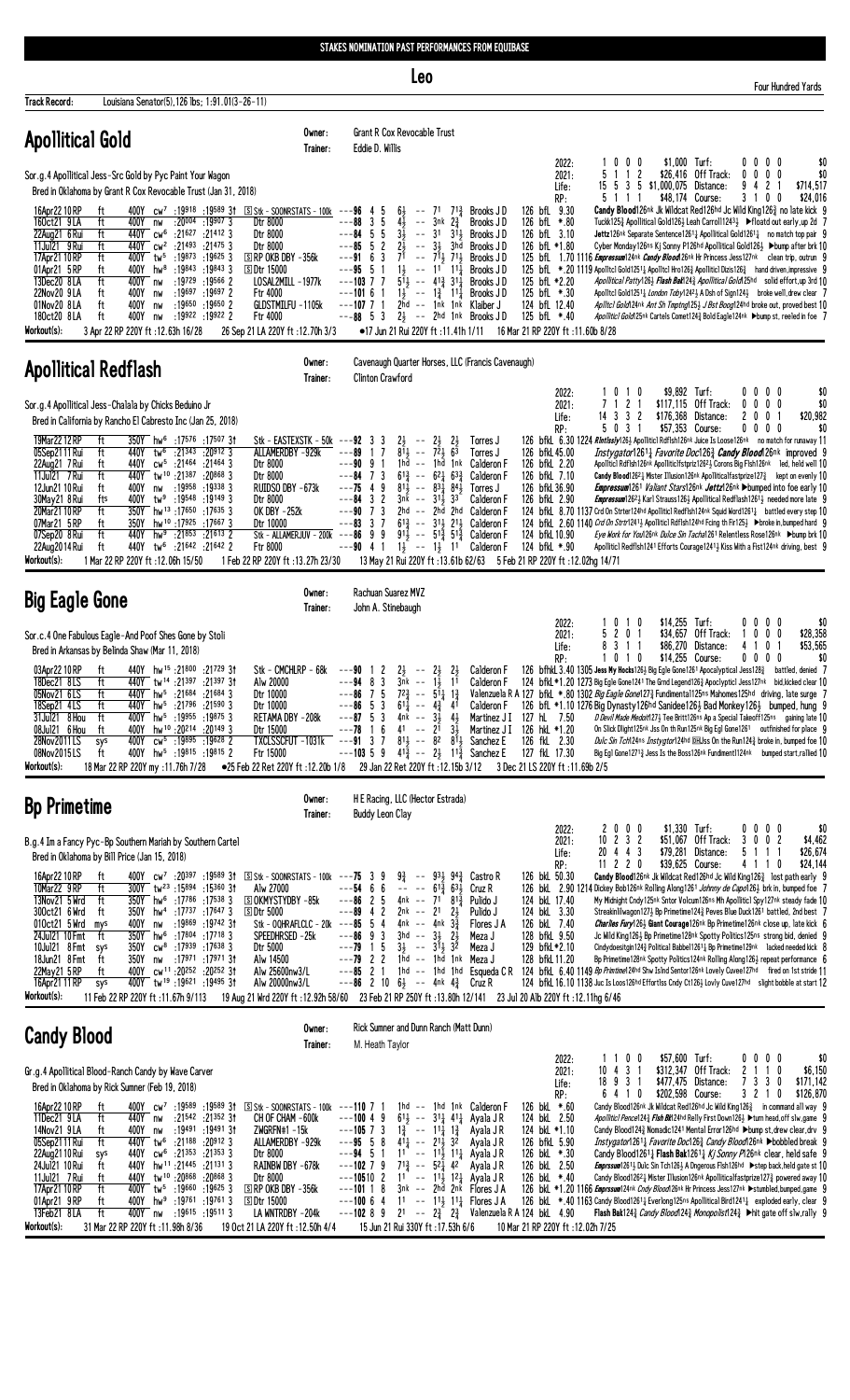STAKES NOMINATION PAST PERFORMANCES FROM EQUIBASE

# Leo

Four Hundred Yards

**Track Record:** Louisiana Senator(5),126 lbs; 1:91.01(3-26-11)

## Apollitical Gold

Owner: Grant R Cox Revocable Trust
Trainer: Eddie D. Willis

Sor.g.4 Apollitical Jess-Src Gold by Pyc Paint Your Wagon
Bred in Oklahoma by Grant R Cox Revocable Trust (Jan 31, 2018)

| | | | | | | | |
|---|---|---|---|---|---|---|---|
| 2022: | 1 0 0 0 | $1,000 | Turf: | 0 0 0 0 | $0 |
| 2021: | 5 1 1 2 | $26,416 | Off Track: | 0 0 0 0 | $0 |
| Life: | 15 5 3 5 | $1,000,075 | Distance: | 9 4 2 1 | $714,517 |
| RP: | 5 1 1 1 | $48,134 | Course: | 3 1 0 0 | $24,016 |

| Date | Race | | Dist | Times | Class | Line | Jockey | Wgt/Odds | Comments |
|---|---|---|---|---|---|---|---|---|---|
| 16Apr22 10RP | ft | 400Y cw7 :19918 :19589 3↑ | S Stk - SOONRSTATS - 100k | ---96 4 5 6½ -- 71 71¾ | Brooks J D | 126 bfL 9.30 | Candy Blood126nk Jk Wildcat Red126hd Jc Wild King126½ no late kick 9 |
| 16Oct21 9LA | ft | 400Y nw :20004 :19907 3 | Dtr 8000 | ---88 3 5 4½ -- 3nk 2¾ | Brooks J D | 126 bfL *.80 | Tuckk126¾ Apollitical Gold126½ Leah Carroll1243¼ ▶floatd out early,up 2d 7 |
| 22Aug21 6Rui | ft | 440Y cw6 :21627 :21412 3 | Dtr 8000 | ---84 5 5 3½ -- 31 3½ | Brooks J D | 126 bfL 3.10 | Jettz126nk Separate Sentence1261¾ Apollitical Gold126½ no match top pair 9 |
| 11Jul21 9Rui | ft | 440Y cw2 :21493 :21475 3 | Dtr 8000 | ---85 5 2 2½ -- 3½ 3hd | Brooks J D | 126 bfL *1.80 | Cyber Monday126ns Kj Sonny P126hd Apollitical Gold126½ ▶bump after brk 10 |
| 17Apr21 10RP | ft | 400Y tw5 :19873 :19625 3 | S RP OKB DBY - 356k | ---91 6 3 71 -- 71¼ 71½ | Brooks J D | 125 bfL 1.70 1116 Empressum124nk Candy Blood126nk Hr Princess Jess127nk clean trip, outrun 9 |
| 01Apr21 5RP | ft | 400Y hw8 :19843 :19843 3 | S Dtr 15000 | ---95 5 1 1½ -- 11 11¼ | Brooks J D | 125 bfL *.20 1119 Apolltcl Gold1251¼ Apollitcl Hro126½ Apolliticl Dizis126½ hand driven,impressive 9 |
| 13Dec20 8LA | ft | 400Y nw :19729 :19566 2 | LOSAL2MILL - 1977k | ---103 7 7 5¼ -- 41¾ 3¼ | Brooks J D | 125 bfL *2.20 | Apollitical Patty126¾ Flash Bak124¾ Apollitical Gold125hd solid effort,up 3rd 10 |
| 22Nov20 9LA | ft | 400Y nw :19697 :19697 2 | Ftr 4000 | ---101 6 1 1½ -- 1¾ 1¼ | Brooks J D | 125 bfL *.30 | Apolltcl Gold1251¼ London Toby124¼ A Dsh of Sign124½ broke well,drew clear 7 |
| 01Nov20 8LA | ft | 400Y nw :19650 :19650 2 | GLDSTMILFU - 1105k | ---107 7 1 2hd -- 1nk 1nk | Klaiber J | 124 bfL 12.40 | Aplltcl Gold124nk Ant Sh Tmptng125½ J Bst Boog124hd broke out, proved best 10 |
| 18Oct20 8LA | ft | 400Y nw :19922 :19922 2 | Ftr 4000 | ---88 5 3 2½ -- 2hd 1nk | Brooks J D | 125 bfL *.40 | Apollitcl Gold125nk Cartels Comet124¾ Bold Eagle124nk ▶bump st, reeled in foe 7 |

**Workout(s):** 3 Apr 22 RP 220Y ft :12.63h 16/28 · 26 Sep 21 LA 220Y ft :12.70h 3/3 · ●17 Jun 21 Rui 220Y ft :11.41h 1/11 · 16 Mar 21 RP 220Y ft :11.60b 8/28

## Apollitical Redflash

Owner: Cavenaugh Quarter Horses, LLC (Francis Cavenaugh)
Trainer: Clinton Crawford

Sor.g.4 Apollitical Jess-Chalala by Chicks Beduino Jr
Bred in California by Rancho El Cabresto Inc (Jan 25, 2018)

| | | | | | | | |
|---|---|---|---|---|---|---|---|
| 2022: | 1 0 1 0 | $9,892 | Turf: | 0 0 0 0 | $0 |
| 2021: | 7 1 2 1 | $117,115 | Off Track: | 0 0 0 0 | $0 |
| Life: | 14 3 3 2 | $176,368 | Distance: | 2 0 0 1 | $20,982 |
| RP: | 5 0 3 1 | $57,353 | Course: | 0 0 0 0 | $0 |

| Date | Race | | Dist | Times | Class | Line | Jockey | Wgt/Odds | Comments |
|---|---|---|---|---|---|---|---|---|---|
| 19Mar22 12RP | ft | 350Y hw6 :17576 :17507 3↑ | Stk - EASTEXSTK - 50k | ---92 3 3 2½ -- 2½ 2½ | Torres J | 126 bfkL 6.30 1224 Rlntlssly126½ Apollitcl Rdflsh126nk Juice Is Loose126nk no match for runaway 11 |
| 05Sep21 11Rui | ft | 440Y tw6 :21343 :20912 3 | ALLAMERDBY - 929k | ---89 1 7 8¼ -- 72¼ 6¾ | Torres J | 126 bfkL 45.00 | Instygator1261¼ Favorite Doc126½ Candy Blood126nk improved 9 |
| 22Aug21 7Rui | ft | 440Y cw5 :21464 :21464 3 | Dtr 8000 | ---90 9 1 1hd -- 1hd 1nk | Calderon F | 126 bfkL 2.20 | Apolltcl Rdflsh126nk Apollitclfstprtz1262½ Corona Big Flsh126nk led, held well 10 |
| 11Jul21 7Rui | ft | 440Y tw10 :21387 :20868 3 | Dtr 8000 | ---84 7 3 6¼ -- 62¼ 63¾ | Calderon F | 126 bfkL 7.10 | Candy Blood126½ Mister Illusion126nk Apollitcalfastprize127¾ kept on evenly 10 |
| 12Jun21 10Rui | ft | 400Y nw :19958 :19338 3 | RUIDSO DBY - 673k | ---75 4 9 8¼ -- 83¼ 84¼ | Torres J | 126 bfkL 36.90 | Empressum1261 Valiant Stars126nk Jettz126nk ▶bumped into foe early 10 |
| 30May21 8Rui | fts | 400Y tw9 :19548 :19149 3 | Dtr 8000 | ---84 3 2 3nk -- 3¼ 33 | Calderon F | 126 bfkL 2.90 | Empressum126½ Karl Strauss126¼ Apollitical Redflash1261½ needed more late 9 |
| 20Mar21 10RP | ft | 350Y hw13 :17650 :17635 3 | OK DBY - 252k | ---90 7 3 2hd -- 2hd 2hd | Calderon F | 124 bfkL 8.70 1137 Crd On Strter124hd Apolliticl Redflsh124nk Squid Word1261¼ battled every step 10 |
| 07Mar21 5RP | ft | 350Y hw10 :17925 :17667 3 | Dtr 10000 | ---83 3 7 6¼ -- 31¾ 21½ | Calderon F | 124 bfkL 2.60 1140 Crd On Strtr1241½ Apolltcl Rdflsh124hd Fcing th Fir125½ ▶broke in,bumped hard 9 |
| 07Sep20 8Rui | ft | 440Y hw8 :21853 :21613 2 | Stk - ALLAMERJUV - 200k | ---86 9 9 9¼ -- 2hd 2hd | Calderon F | 124 bfkL 10.90 | Eye Work for You126nk Dulce Sin Tacha1261 Relentless Rose126nk ▶bump brk 10 |
| 22Aug20 14Rui | ft | 440Y tw6 :21642 :21642 2 | Ftr 8000 | ---90 4 1 1½ -- 1½ 11 | Calderon F | 124 bfkL *.90 | Apollitcl Redflsh1241 Efforts Courage1241½ Kiss With a Fist124nk driving, best 9 |

**Workout(s):** 1 Mar 22 RP 220Y ft :12.06h 15/50 · 1 Feb 22 RP 220Y ft :13.27h 23/30 · 13 May 21 Rui 220Y ft :13.61b 62/63 · 5 Feb 21 RP 220Y ft :12.02hg 14/71

## Big Eagle Gone

Owner: Rachuan Suarez MVZ
Trainer: John A. Stinebaugh

Sor.c.4 One Fabulous Eagle-And Poof Shes Gone by Stoli
Bred in Arkansas by Belinda Shaw (Mar 11, 2018)

| | | | | | | | |
|---|---|---|---|---|---|---|---|
| 2022: | 1 0 1 0 | $14,255 | Turf: | 0 0 0 0 | $0 |
| 2021: | 5 2 0 1 | $34,657 | Off Track: | 1 0 0 0 | $28,358 |
| Life: | 8 3 1 1 | $86,270 | Distance: | 4 1 0 1 | $53,565 |
| RP: | 1 0 1 0 | $14,255 | Course: | 0 0 0 0 | $0 |

| Date | Race | | Dist | Times | Class | Line | Jockey | Wgt/Odds | Comments |
|---|---|---|---|---|---|---|---|---|---|
| 03Apr22 10RP | ft | 440Y hw15 :21800 :21729 3↑ | Stk - CMCHLRP - 68k | ---90 1 2 2½ -- 2½ 2½ | Calderon F | 126 bfhkL 3.40 1305 Jess My Hocks126½ Big Egle Gone1261 Apocalyptical Jess128¾ battled, denied 7 |
| 18Dec21 8LS | ft | 440Y tw14 :21397 :21397 3 | Alw 20000 | ---94 8 3 3nk -- 1½ 11 | Calderon F | 124 bfkL*1.20 1273 Big Egle Gone1241 The Grnd Legend126¾ Apoclyptcl Jess127nk bid,kicked clear 10 |
| 05Nov21 6LS | ft | 440Y hw5 :21684 :21684 3 | Dtr 10000 | ---86 7 5 72¾ -- 51¼ 1¾ | Valenzuela R A | 127 bfkL *.80 1302 Big Eagle Gone127¾ Fundmental125ns Mahomes125hd driving, late surge 7 |
| 15Sep21 4LS | ft | 440Y hw5 :21796 :21590 3 | Dtr 10000 | ---86 5 3 6¼ -- 4¾ 41 | Calderon F | 126 bfL *1.10 1276 Big Dynasty126hd Sanidee126½ Bad Monkey126½ bumped, hung 9 |
| 31Jul21 8Hou | ft | 400Y hw5 :19955 :19875 3 | RETAMA DBY - 208k | ---87 5 3 4nk -- 3½ 4½ | Martinez J I | 127 hL 7.50 | D Devil Made Me dott127½ Tee Britt126ns Ap a Special Takeoff125ns gaining late 10 |
| 08Jul21 6Hou | ft | 400Y hw10 :20214 :20149 3 | Dtr 15000 | ---78 1 6 41 -- 21 3½ | Martinez J I | 126 hkL *1.20 | On Slick Dlight125nk Jss On th Run125nk Big Egl Gone1261 outfinished for place 9 |
| 28Nov20 11LS | sys | 400Y cw5 :19895 :19628 2 | TXCLSSCFUT - 1031k | ---91 3 7 8¼ -- 82 8¼ | Sanchez E | 126 fkL 2.30 | Dulc Sin Tch124ns Instygtor124hd DHJss On the Run124½ broke in, bumped foe 10 |
| 08Nov20 15LS | ft | 400Y hw5 :19815 :19815 2 | Ftr 15000 | ---103 5 9 4¼ -- 2½ 11¾ | Sanchez E | 127 fkL 17.30 | Big Egl Gone1271¾ Jess Is the Boss126nk Fundment1124nk bumped start,rallied 10 |

**Workout(s):** 18 Mar 22 RP 220Y my :11.76h 7/28 · ●25 Feb 22 Ret 220Y ft :12.20b 1/8 · 29 Jan 22 Ret 220Y ft :12.15b 3/12 · 3 Dec 21 LS 220Y ft :11.69b 2/5

## Bp Primetime

Owner: H E Racing, LLC (Hector Estrada)
Trainer: Buddy Leon Clay

B.g.4 Im a Fancy Pyc-Bp Southern Mariah by Southern Cartel
Bred in Oklahoma by Bill Price (Jan 15, 2018)

| | | | | | | | |
|---|---|---|---|---|---|---|---|
| 2022: | 2 0 0 0 | $1,330 | Turf: | 0 0 0 0 | $0 |
| 2021: | 10 2 3 2 | $51,067 | Off Track: | 3 0 0 2 | $4,462 |
| Life: | 20 4 4 3 | $79,281 | Distance: | 5 1 1 1 | $26,674 |
| RP: | 11 2 2 0 | $39,625 | Course: | 4 1 1 0 | $24,144 |

| Date | Race | | Dist | Times | Class | Line | Jockey | Wgt/Odds | Comments |
|---|---|---|---|---|---|---|---|---|---|
| 16Apr22 10RP | ft | 400Y cw7 :20397 :19589 3↑ | S Stk - SOONRSTATS - 100k | ---75 3 9 9¾ -- 93¼ 94¾ | Castro R | 126 bkL 50.30 | Candy Blood126nk Jk Wildcat Red126hd Jc Wild King126½ lost path early 9 |
| 10Mar22 9RP | ft | 300Y tw23 :15894 :15360 3↑ | Alw 27000 | ---54 6 6 -- -- 6¼ 63½ | Cruz R | 126 bkL 2.90 1214 Dickey Bob126nk Rolling Along1261 Johnny de Capo126½ brk in, bumped foe 7 |
| 13Nov21 5Wrd | ft | 350Y hw6 :17786 :17538 3 | S OKMYSTYDBY - 85k | ---86 2 5 4nk -- 71 8¼ | Pulido J | 124 bkL 17.40 | My Midnight Cndy125nk Sntor Volcum126ns Mh Apollitcl Spy127nk steady fade 10 |
| 30Oct21 6Wrd | ft | 350Y hw4 :17737 :17647 3 | S Dtr 5000 | ---89 4 2 2nk -- 21 2½ | Pulido J | 124 bkL 3.30 | Streakinlilwagon127¾ Bp Primetime124¾ Peves Blue Duck1261 battled, 2nd best 7 |
| 01Oct21 5Wrd | mys | 400Y nw :19869 :19742 3↑ | Stk - OQHRAFLCLC - 20k | ---85 5 4 4nk -- 4nk 3¾ | Flores J A | 126 bkL 7.40 | Charlies Fury126½ Giant Courage126nk Bp Primetime126nk close up, late kick 6 |
| 24Jul21 10Fmt | ft | 350Y hw6 :17804 :17718 3 | SPEEDHRSED - 25k | ---86 9 3 3hd -- 3½ 2½ | Meza J | 128 bkL 9.50 | Jc Wild King126½ Bp Primetime128nk Spotty Politics125ns strong bid, denied 9 |
| 10Jul21 8Fmt | sys | 350Y cw8 :17939 :17638 3 | Dtr 5000 | ---79 1 5 3½ -- 3¼ 32 | Meza J | 129 bkL*2.10 | Cindydoesitgin124¾ Political Babbel1261¼ Bp Primetime129nk lacked needed kick 8 |
| 18Jun21 8Fmt | ft | 350Y nw :17971 :17971 3↑ | Alw 14500 | ---79 2 2 1hd -- 1hd 1nk | Meza J | 128 bkL 11.20 | Bp Primetime128nk Spotty Politics124nk Rolling Along126¾ repeat performance 6 |
| 22May21 5RP | ft | 400Y cw11 :20252 :20252 3↑ | Alw 25600nw3/L | ---85 2 1 1hd -- 1hd 1hd | Esqueda C R | 124 bfkL 6.40 1149 Bp Primtime124hd Shw Islnd Sentor126nk Lovely Cuve127hd fired on 1st stride 11 |
| 16Apr21 11RP | sys | 400Y tw19 :19621 :19495 3↑ | Alw 20000nw3/L | ---86 2 10 6½ -- 4nk 4¾ | Cruz R | 124 bfkL 16.10 1138 Juc Is Loos126hd Effortlss Cndy Ct126½ Lovely Cuve127hd slight bobble at start 12 |

**Workout(s):** 11 Feb 22 RP 220Y ft :11.67h 9/113 · 19 Aug 21 Wrd 220Y ft :12.92h 58/60 · 23 Feb 21 RP 250Y ft :13.80h 12/141 · 23 Jul 20 Alb 220Y ft :12.11hg 6/46

## Candy Blood

Owner: Rick Sumner and Dunn Ranch (Matt Dunn)
Trainer: M. Heath Taylor

Gr.g.4 Apollitical Blood-Ranch Candy by Wave Carver
Bred in Oklahoma by Rick Sumner (Feb 19, 2018)

| | | | | | | | |
|---|---|---|---|---|---|---|---|
| 2022: | 1 1 0 0 | $57,600 | Turf: | 0 0 0 0 | $0 |
| 2021: | 10 4 3 1 | $312,347 | Off Track: | 2 1 1 0 | $6,150 |
| Life: | 18 9 3 1 | $477,475 | Distance: | 7 3 3 0 | $171,142 |
| RP: | 6 4 1 0 | $202,598 | Course: | 3 2 1 0 | $126,870 |

| Date | Race | | Dist | Times | Class | Line | Jockey | Wgt/Odds | Comments |
|---|---|---|---|---|---|---|---|---|---|
| 16Apr22 10RP | ft | 400Y cw7 :19589 :19589 3↑ | S Stk - SOONRSTATS - 100k | ---110 7 1 1hd -- 1hd 1nk | Calderon F | 126 bkL *.60 | Candy Blood126nk Jk Wildcat Red126hd Jc Wild King126½ in command all way 9 |
| 11Dec21 9LA | ft | 440Y nw :21542 :21352 3↑ | CH OF CHAM - 600k | ---104 9 6¼ -- 31¾ 4¼ | Ayala J R | 124 bkL 2.50 | Apollitcl Pence124¾ Flsh Bk124hd Relly First Down126½ ▶turn head,off slw,game 9 |
| 14Nov21 9LA | ft | 400Y nw :19491 :19491 3↑ | ZWGRFN#1 - 15k | ---105 7 3 1¾ -- 1¼ 1¾ | Ayala J R | 124 bkL *1.10 | Candy Blood124¾ Nomadic1241 Mental Error126hd ▶bump st,drew clear,drv 9 |
| 05Sep21 11Rui | ft | 440Y tw6 :21188 :20912 3 | ALLAMERDBY - 929k | ---95 5 8 4¼ -- 2½ 32 | Ayala J R | 126 bkL 5.90 | Instygator1261¼ Favorite Doc126½ Candy Blood126nk ▶bobbled break 9 |
| 22Aug21 10Rui | sys | 440Y cw6 :21353 :21353 3 | Dtr 8000 | ---94 5 1 11 -- 11½ 11¼ | Ayala J R | 126 bkL *.30 | Candy Blood1261¼ Flash Bak1261¾ Kj Sonny P126nk clear, held safe 9 |
| 24Jul21 10Rui | ft | 440Y hw11 :21445 :21131 3 | RAINBW DBY - 678k | ---102 7 9 7¼ -- 5¼ 42 | Ayala J R | 126 bkL 2.50 | Emprssum1261½ Dulc Sin Tch126½ A Dngerous Flsh126hd ▶step back,held gate st 10 |
| 11Jul21 7Rui | ft | 440Y tw10 :20868 :20868 3 | Dtr 8000 | ---105 10 2 11 -- 11¼ 12¼ | Ayala J R | 126 bkL *.40 | Candy Blood126¾ Mister Illusion126nk Apollitcalfastprize127¾ powered away 10 |
| 17Apr21 10RP | ft | 400Y tw5 :19660 :19625 3 | S RP OKB DBY - 356k | ---101 1 8 3nk -- 2nk 2nk | Flores J A | 126 bkL *1.20 1166 Emprssum124nk Cndy Blood126nk Hr Princess Jess127nk ▶stumbled,bumped,game 9 |
| 01Apr21 9RP | ft | 400Y hw9 :19761 :19761 3 | S Dtr 15000 | ---100 6 4 11 -- 11¾ 11¾ | Flores J A | 126 bkL *.40 1163 Candy Blood1261¾ Everlong125ns Apollitical Bird1241¼ exploded early, clear 9 |
| 13Feb21 8LA | ft | 400Y nw :19615 :19511 3 | LA WNTRDBY - 204k | ---102 8 9 21 -- 2¾ 2¾ | Valenzuela R A | 124 bkL 4.90 | Flash Bak124¾ Candy Blood124¾ Monopolist124¾ ▶hit gate off slw,rally 9 |

**Workout(s):** 31 Mar 22 RP 220Y ft :11.98h 8/36 · 19 Oct 21 LA 220Y ft :12.50h 4/4 · 15 Jun 21 Rui 330Y ft :17.53h 6/6 · 10 Mar 21 RP 220Y ft :12.02h 7/25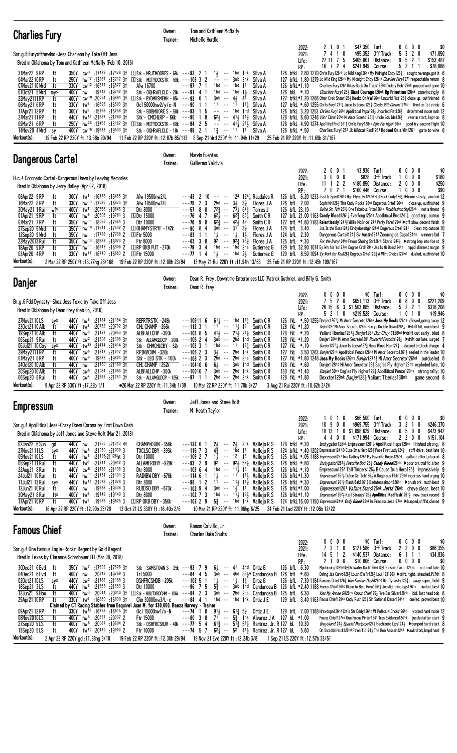## Charlies Fury

Owner: Tom and Kathleen McNally
Trainer: Michelle Hurdle

Sor.g.6 Furyofthewind-Jess Charlena by Take Off Jess
Bred in Oklahoma by Tom and Kathleen McNally (Feb 10, 2016)

| | Starts | 1st | 2nd | 3rd | Earnings | | | | | | |
|---|---|---|---|---|---|---|---|---|---|---|---|
| 2022: | 2 | 1 | 0 | 1 | $47,350 | Turf: | 0 | 0 | 0 | 0 | $0 |
| 2021: | 7 | 4 | 1 | 0 | $95,352 | Off Track: | 5 | 3 | 2 | 0 | $71,050 |
| Life: | 27 | 11 | 7 | 5 | $405,801 | Distance: | 9 | 5 | 2 | 1 | $153,487 |
| RP: | 16 | 7 | 2 | 4 | $241,949 | Course: | 5 | 2 | 1 | 1 | $78,888 |

```
31Mar22 9RP  ft  350Y cw3  :17478 :17478 3↑  S Stk - MRJTMOORES - 68k ---92 2 1   1½ -- 1hd 1nk  Silva A   126 bfkL 2.80 1270 Chrls Fury126nk Jc Wild King126nk My Midnight Cndy126½  sought revenge,got it 6
04Mar22 10RP ft  250Y hw17 :13287 :13212 3↑  S Stk - MITYDCKSTK - 68k ---103 3 2  -- -- 3nk 3nk  Silva A   127 bfkL 1.80 1279 Jc Wild King126nk My Midnight Cndy126hd Charlies Fury1271 respectable return 8
07Nov21 10Wrd ft 330Y cw12 :16577 :16577 3↑  Alw 16700         ---97 7 1   1hd -- 1hd 11   Silva A   126 bfkL*1.10 Charlies Fury1261 Ritas Back On Track126hd Dickey Bob127nk popped and gone 10
01Oct21 5Wrd mys 400Y nw   :19742 :19742 3↑  Stk - OQHRAFCLC - 20k ---91 4 1   1hd -- 1hd 1½   Silva A   126 bkL *.70 Charlies Fury126½ Giant Courage126nk Bp Primetime126nk convincingly 6
22May21 11RP ft  400Y cw10 :20064 :19891 3↑  S Stk - BYDMRSMEMI - 85k ---93 6 1  3nk -- 4½ 41  Silva A   127 bfkL*1.20 1266 Otmn Crek Sntor126½ Hookd On Win126ns Uncurld Fist126½ close up, outfinished 6
06May21 6RP  ft  330Y tw5  :16593 :16593 3↑  Ocl 50000nw2/y/x-N ---90 1 1  11 -- 11 11½  Silva A   127 bfkL *.60 1255 Chrlis Fury1271½ Juice Is Loose126½ Chicks With Corona127hd fired on 1st stride 6
17Apr21 12RP ft  300Y tw5  :15258 :15258 3↑  Stk - BOBMOORE S - 50k ---93 1 5  -- -- 1hd 1hd  Silva A   126 bfkL 3.20 1253 Chrlies Fury126hd Apollitical Papa129½ Uncurled Fist126½ determined inside rush 12
27Mar21 11RP ft  440Y tw12 :21587 :21260 3↑  Stk - CMCHLRP - 66k ---90 1 8  62½ -- 41½ 41¾  Silva A   128 bfkL 6.60 1246 Flint Tibrst26hd Mi Amor Secreto1261½ Uncle Eds Ide126½ veer in start, kept on 8
09Mar21 6RP  ft  250Y hw26 :13453 :13187 3↑  S Stk - MITYDCKSTK - 68k ---94 2 5  -- -- 41½ 21½  Silva A   128 bfkL 4.90 1274 Apollitcl Pnc1261½ Chrlis Fury128ns Egls Fly Hghr126nk good try,second flight 10
14Nov20 4Wrd sy  400Y cw16 :19533 :19533 3↑  Stk - OQHRAFCLC - 18k ---99 2 1  1¾ -- 11 11  Silva A   126 bfkL *.50 Charlies Fury1261 Jk Wildcat Red1261 Hooked On a Win1261 gate to wire 6
```

Workout(s): 19 Feb 22 RP 220Y ft :13.38b 90/94 11 Feb 22 RP 220Y ft :12.87b 65/113 8 Sep 21 Wrd 220Y ft :11.94h 11/29 25 Feb 21 RP 220Y ft :11.69b 31/167

## Dangerous Cartel

Owner: Marvin Fuentes
Trainer: Guillermo Valdivia

B.c.4 Coronado Cartel-Dangerous Dawn by Leaving Memories
Bred in Oklahoma by Jerry Bailey (Apr 02, 2018)

| | Starts | 1st | 2nd | 3rd | Earnings | | | | | | |
|---|---|---|---|---|---|---|---|---|---|---|---|
| 2022: | 2 | 0 | 0 | 1 | $3,936 | Turf: | 0 | 0 | 0 | 0 | $0 |
| 2021: | 3 | 0 | 0 | 0 | $828 | Off Track: | 1 | 0 | 0 | 0 | $160 |
| Life: | 11 | 1 | 2 | 2 | $180,850 | Distance: | 2 | 0 | 0 | 0 | $250 |
| RP: | 7 | 0 | 2 | 1 | $160,446 | Course: | 1 | 0 | 0 | 0 | $90 |

```
08Apr22 9RP  ft  300Y tw4  :16178 :15455 3↑  Alw 19500nw2/L    ---43 2 10  -- -- 124 124¼ Raudales R  126 bfL 6.20 1233 Jsst fr Sped128hd High Flyng Hr124hd Hrd Rock Cndy124¾ ▶broke slowly, pinched 12
16Mar22 8RP  ft  330Y hw13 :17026 :16875 3↑  Alw 19500nw2/L    ---75 2 3   2hd -- 3½ 3¾   Flores J A  126 bfL 2.00 Sophi Mri126½ This Cndy Rocks126nk Dngerous Crtel126nk close up, outfinished 9
30May21 1Rui wfs 400Y tw4  :20356 :19645 3   Dtr 8000          ---57 8 8   72¾ -- 73¼ 64¾  Torres J    126 bfL 23.10 Dulce Sin Tcht263½ One Fabulous Prize126nk Troubleshooting128nk not a threat 9
01Apr21 9RP  ft  400Y hw9  :20306 :19761 3   S Dtr 15000       ---76 4 7   62½ -- 62¾ 63¼  Smith C R   127 bfL 21.00 1163 Candy Blood1261¼ Everlong125ns Apollitical Bird1241¼ good trip, outrun 9
07Mar21 7RP  ft  350Y hw11 :18066 :17584 3   Dtr 10000         ---76 9 8   62¾ -- 42¾ 43   Smith C R   127 bfL *1.60 1183 Relentlessly1241¾ Willie McBride1241 Party Fare125nk ▶off slow,decent finish 9
27Sep20 5Wrd ft  350Y tw10 :17641 :17532 2   S OHAMYSTRYF -142k ---90 8 4  3nk -- 31 3¾   Flores J A  124 bfL 3.40 Jss Is the Boss124½ Cndydoesitgin124nk Dngerous Crtel1241 clean trip outside 10
12Sep20 9Wrd ft  350Y nw   :17788 :17788 2   S Ftr 5000        ---83 1 1   1½ -- 1½ 1½   Flores J A  124 bfL 2.30 Dangerous Cartel124½ Bv Austin1243 Zooming de Capo124ns winners bid 7
22May2013Rui ft  350Y hw13 :18583 :18073 2   Ftr 8000          ---63 3 8   92 -- 92¾ 73¾  Flores J A  125 bfL *.30 For the Irony124hd Fmous Shining Str126nk Skario124²½ ▶strong bmp into foe st 9
18Apr20 9RP  ft  330Y hw11 :16913 :16908 2   S RP OKB FUT -270k ---79 3 4  1hd -- 1hd 2ns  Gutierrez G 129 bfL 32.90 1074 Ey Wrk for Yo127ns Dngros Crtl129nk Jss Is th Boss124hd nipped slimmest margin 9
03Apr20 4RP  ft  330Y tw11 :16740 :16663 2   S Ftr 15000       ---77 1 4   1½ -- 1hd 2½  Gutierrez G 129 bfL 8.50 1094 Ey Wonk for You126½ Dngrous Crtel129½ A Vlint Choice127hd dueled, outfinished 10
```

Workout(s): 2 Mar 22 RP 250Y ft :13.77hg 28/168 19 Feb 22 RP 220Y ft :12.08h 23/94 13 May 21 Rui 220Y ft :11.94h 13/63 25 Feb 21 RP 220Y ft :12.45h 109/167

## Danjer

Owner: Dean R. Frey, Downtime Enterprises LLC (Patrick Guthrie), and Billy G. Smith
Trainer: Dean R. Frey

Br.g.6 Fdd Dynasty-Shez Jess Toxic by Take Off Jess
Bred in Oklahoma by Dean Frey (Feb 05, 2016)

| | Starts | 1st | 2nd | 3rd | Earnings | | | | | | |
|---|---|---|---|---|---|---|---|---|---|---|---|
| 2022: | 0 | 0 | 0 | 0 | $0 | Turf: | 0 | 0 | 0 | 0 | $0 |
| 2021: | 7 | 5 | 2 | 0 | $651,113 | Off Track: | 6 | 6 | 0 | 0 | $221,209 |
| Life: | 26 | 15 | 6 | 3 | $1,503,885 | Distance: | 5 | 2 | 2 | 1 | $316,208 |
| RP: | 5 | 2 | 1 | 0 | $219,528 | Course: | 1 | 0 | 1 | 0 | $19,946 |

```
27Nov21 10LS sys 440Y hw5  :21184 :21184 3↑  REFRTRSTK -248k  ---109 11 6  61¼ -- 1hd 11¼  Smith C R  126 fkL *.50 1255 Danjer1261¼ Mi Amor Secreto126nk Jess My Hocks126ns closed,going away 12
23Oct21 10Alb ft 440Y tw8  :20732 :20732 3↑  CHL CHAMP -266k  ---112 3 1   11 -- 11½ 12   Smith C R  128 fkL *1.20 Dnjer1282 Mi Amor Secreto128ns Perrys Double Down1281¼ ▶drift right, much best 9
19Sep21 10Alb ft 440Y hw9  :21127 :20953 3↑  ALBFALLCHP -300k ---103 8 5   41½ -- 21¼ 21¼  Smith C R  128 fkL *.20 Valiant Tiberias1281¼ Danjer1281 Don Chuy C128hd ▶drift out early, bled 8
06Sep21 9Rui ft  440Y cw2  :21308 :21308 3↑  Stk - ALLAMGLDCP - 200k ---105 2 4  3nk -- 2hd 1hd  Smith C R  128 fkL *1.20 Danjer128hd Mi Amor Secreto1281 Powerful Favorite128½ ▶drift out late, surged 7
06Jul21 10Cby sys 440Y tw35 :21414 :21414 3↑  Stk - CHMCHLCBY - 52k ---103 3 1  1hd -- 11 12¼  Smith C R  127 fkL *.10 Danjer1272¼ Juice Is Loose127½ Heza Blues Man127½ ducked bit,took charge 4
29May21 11RP ft  440Y cw5  :21217 :21217 3↑  RPINVCHM -320k  ---105 2 3   3½ -- 2hd 1nk  Smith C R  127 fkL 3.50 1263 Danjer127nk Apollitical Pence126hd Mi Amor Secreto1261¼ reeled in the leader 10
01May21 8RP  ft  400Y hw8  :19828 :19824 3↑  Stk - LEO STK - 100k ---106 2 3  2hd -- 2hd 2ns  Smith C R  127 fkL *1.60 1248 Jess My Hocks126ns Danjer1272½ Mi Amor Secreto126hd outdueled 8
24Oct20 10Alb ft 440Y nw   :21160 :21160 3↑  CHL CHAMP -252k  ---104 10 6  6½ -- 3nk 1hd  Smith C R  128 fkL *.60 Danjer128hd Mi Amor Secreto128½ Eagles Fly Higher128nk exploded late, 10
20Sep20 10Alb ft 440Y cw5  :21084 :21084 3↑  ALBFALLCHP -300k ---100 10 7  3nk -- 2hd 1nk  Smith C R  130 fkL *1.40 Danjer130nk Eagles Fly Higher129½ Apollitical Pence129ns strong rally, 10
06Sep20 8Rui ft  440Y cw4  :21292 :21251 3↑  Stk - ALLAMGLDCP - 125k ---97 1 1  2hd -- 2hd 2nk  Smith C R  128 fkL *1.80 Dexxter129nk Danjer128½ Valiant Tiberias130nk game second 8
```

Workout(s): 9 Apr 22 RP 330Y ft :17.22b 1/1 ●26 Mar 22 RP 220Y ft :11.34b 1/39 10 Mar 22 RP 220Y ft :11.70b 8/27 3 Aug 21 Rui 220Y ft :10.62h 2/24

## Empressum

Owner: Jeff Jones and Steve Holt
Trainer: M. Heath Taylor

Sor.g.4 Apollitical Jess-Crazy Down Corona by First Down Dash
Bred in Oklahoma by Jeff Jones and Steve Holt (Mar 21, 2018)

| | Starts | 1st | 2nd | 3rd | Earnings | | | | | | |
|---|---|---|---|---|---|---|---|---|---|---|---|
| 2022: | 1 | 0 | 1 | 0 | $66,500 | Turf: | 0 | 0 | 0 | 0 | $0 |
| 2021: | 10 | 9 | 0 | 0 | $969,755 | Off Track: | 3 | 2 | 1 | 0 | $246,370 |
| Life: | 18 | 13 | 1 | 0 | $1,098,629 | Distance: | 6 | 5 | 0 | 0 | $473,942 |
| RP: | 4 | 4 | 0 | 0 | $171,994 | Course: | 2 | 2 | 0 | 0 | $151,104 |

```
02Jan22 6Sun gd  440Y nw   :21366 :21313 4↑  CHAMP@SUN -350k  ---122 6 1  2½ -- 2½ 2nk  Vallejo R S 128 bfkL *.30 Instygator128nk Empressum1281¾ Apollitical Papa128ns finished strong, 6
27Nov21 11LS sys 440Y hw5  :21030 :21030 3   TXCLSC DBY -393k ---115 7 3  4¾ -- 1hd 11  Vallejo R S 124 bfkL *.40 1202 Empressum1241 B Cuse Im a Hero126½ Pops First Lady124¾ stiff drive, best late 10
05Nov21 10LS ft  440Y hw5  :21126:21126ht 3   Dtr 10000         ---109 2 7  1½ -- 12 13   Vallejo R S 125 bfkL *.05 1188 Empressum1253 Ima Catboy1251 My Favorite Hocks125hd gallant effort,cleared 8
06Sep21 11Rui ft 440Y tw6  :21244 :20912 3   ALLAMERDBY -929k ---93 2 9  92 -- 92½ 52¼  Vallejo R S 126 bfkL *.80 Instygator1261½ Favorite Doc126½ Candy Blood126nk ▶poor brk,traffic,alter 9
22Aug21 8Rui ft  440Y cw6  :21138 :21138 3   Dtr 8000          ---103 6 4  1hd -- 11½ 13   Vallejo R S 126 bfkL *.10 Empressum1263 Tall Timbers126½ B Cause Im a Hero126½ impressively 9
24Jul21 10Rui ft 440Y hw11 :21131 :21131 3   RAINBW DBY -678k  ---114 6 1  1½ -- 11 11½  Vallejo R S 126 bfkL*1.30 Empressum1261½ Dulce Sin Tch126½ A Dangerous Flsh126hd vigorous hand urging 10
11Jul21 13Rui sys 440Y tw12 :21078 :21078 3   Dtr 8000          ---98 1 2   11 -- 11½ 11¾  Vallejo R S 126 bfkL *.30 Empressum1261¾ Flash Bak1261¼ Badntessahabit126hd ▶brush brk, much best 9
12Jun21 10Rui ft 400Y nw   :19338 :19338 3   RUIDSO DBY -673k ---102 9 4  3nk -- 1½ 11   Vallejo R S 126 bfkL*1.00 Empressum1261 Valiant Stars126nk Jettz126nk drove clear, best 10
30May21 8Rui fts 400Y tw9  :19149 :19149 3   Dtr 8000          ---102 7 3  1hd -- 11½ 12½  Vallejo R S 126 bfkL*1.10 Empressum12621 Karl Strauss126½ Apollitical Redflash1261¼ new track record 9
17Apr21 10RP ft  400Y tw5  :19625 :19625 3   S RP OKB DBY -356k ---102 9 6  5¾ -- 1nk 1hd  Vallejo R S 124 bfkL 16.00 1150 Empressum124nk Cndy Blood126nk Hr Princess Jess127nk ▶bumped,shffld,closed 9
```

Workout(s): 16 Apr 22 RP 220Y ft :12.90b 23/28 12 Oct 21 LS 330Y ft :16.40b 2/6 10 Mar 21 RP 220Y ft :11.96hg 6/25 24 Feb 21 Lad 220Y ft :12.06b 12/22

## Famous Chief

Owner: Ramon Calvillo, Jr.
Trainer: Charles Duke Shults

Sor.g.4 One Famous Eagle-Rockin Regent by Gold Regent
Bred in Texas by Clarence Scharbauer III (Mar 08, 2018)

| | Starts | 1st | 2nd | 3rd | Earnings | | | | | | |
|---|---|---|---|---|---|---|---|---|---|---|---|
| 2022: | 0 | 0 | 0 | 0 | $0 | Turf: | 0 | 0 | 0 | 0 | $0 |
| 2021: | 7 | 3 | 1 | 0 | $121,586 | Off Track: | 2 | 2 | 0 | 0 | $86,355 |
| Life: | 14 | 5 | 1 | 2 | $140,537 | Distance: | 6 | 1 | 1 | 1 | $34,836 |
| RP: | 2 | 1 | 0 | 0 | $10,806 | Course: | 0 | 0 | 0 | 0 | $0 |

```
30Dec21 6Evd ft  350Y hw7  :17602 :17576 3↑  Stk - SAMSTOWN S - 25k ---93 7 9  6½ -- 41 4hd  Ortiz G   126 bfL 6.30 Mpshinning128hd HDirtwater Dash126ns HD Cosmic Cartel126ns not enuf late 10
04Dec21 6Evd ft  400Y nw   :20343 :19769 3   Trl 5000          ---64 4 5  3nk -- 4hd 83¾* Candanosa B 126 bfL *.60 Dshng Jss Curvo126¾ Lousn Blu Fr126½ Loui 123126½ ▶drift, tight, steadied,PL7th 8
02Oct21 10LS sys 440Y cw2  :21188 :21188 3   DSHFRCSHDB -205k  ---102 5 1  1½ -- 1½ 1¾  Ortiz G   126 bfL 7.30 1184 Famous Chief126¾ Mon Famous Dsh126hd Big Dynasty126½ away super, held 9
18Sep21 3LS  ft  440Y hw5  :21553 :21553 3   Dtr 10000         ---96 7 5  5¾ -- 3nk 1hd  Candanosa B 126 bfL *2.40 1188 Fmous Chief126hd Diane to Be a Hero126²½ Jesslightninglegs126ns dueled, best 10
12Jun21 9Hou ft  400Y hw3  :20014 :20010 3↑  S Stk - HOUTXBDCHM - 106k ---84 2 3  3nk -- 2hd 2ns Candanosa B 125 bfL 6.30 Kiss My Annee G128ns Fmous Chief125½ Five Bar Silver128nk bid, lost head bob 6
29Apr21 10RP ft  330Y tw6  :16830 :16830 3↑  Clm 30000nw3/L-c ---84 4 1  1hd -- 1hd 1nk  Ortiz J E  129 bfL 3.40 1163 Fmous Chief129nk Cndy Rush125½ Sn Sational Kisser124hd dueled, proved best 10
     Claimed by CT Racing Stables from Esquivel Juan M. for $30,000, Baeza Harvey - Trainer
09Apr21 12RP ft  330Y tw16 :16768 :16615 3↑  Ocl 15000nw1/x-N ---74 1 8  91¼ -- 61¾ 5¾   Ortiz J E  129 bfL 7.00 1168 Hrswdopn126hd Crtls Str Oddy126hd Vf Poltcs N Chcks126hd worked hard inside 12
08Nov20 10LS ft  400Y hw5  :20337 :20337 2   Ftr 15000         ---80 3 8  71 -- 5¾ 1ns  Alvarez J A 127 bL *1.00 Fmous Chief127ns One Fmous Pinter1241 Tres Evidence124hd jostled after start 9
27Sep20 9LS  ft  440Y hw8  :20987 :19804 2   Stk - DSHFRCSHJV - 40k ---77 5 4  61¾ -- 51¾ 51¾  Ramirez, Jr. R 127 bL 10.30 Greysland124½ Special Mariposa124½ Hechizero Lips124¾ ▶bumped hard start 8
13Sep20 5LS  ft  400Y tw10 :20170 :19903 2   Ftr 10000         ---74 5 7  62¼ -- 52 41½  Ramirez, Jr. R 127 bL 5.60 On Incrdbl Hock126hd Ptron Tlc124½ The Ron Assssin1241 ▶swlrd brk,bmpd hard 9
```

Workout(s): 2 Apr 22 RP 220Y gd :11.88hg 3/10 19 Feb 22 RP 220Y ft :12.30h 29/94 19 Nov 21 Evd 220Y ft :12.24b 3/8 1 Sep 21 LS 220Y ft :12.57b 33/51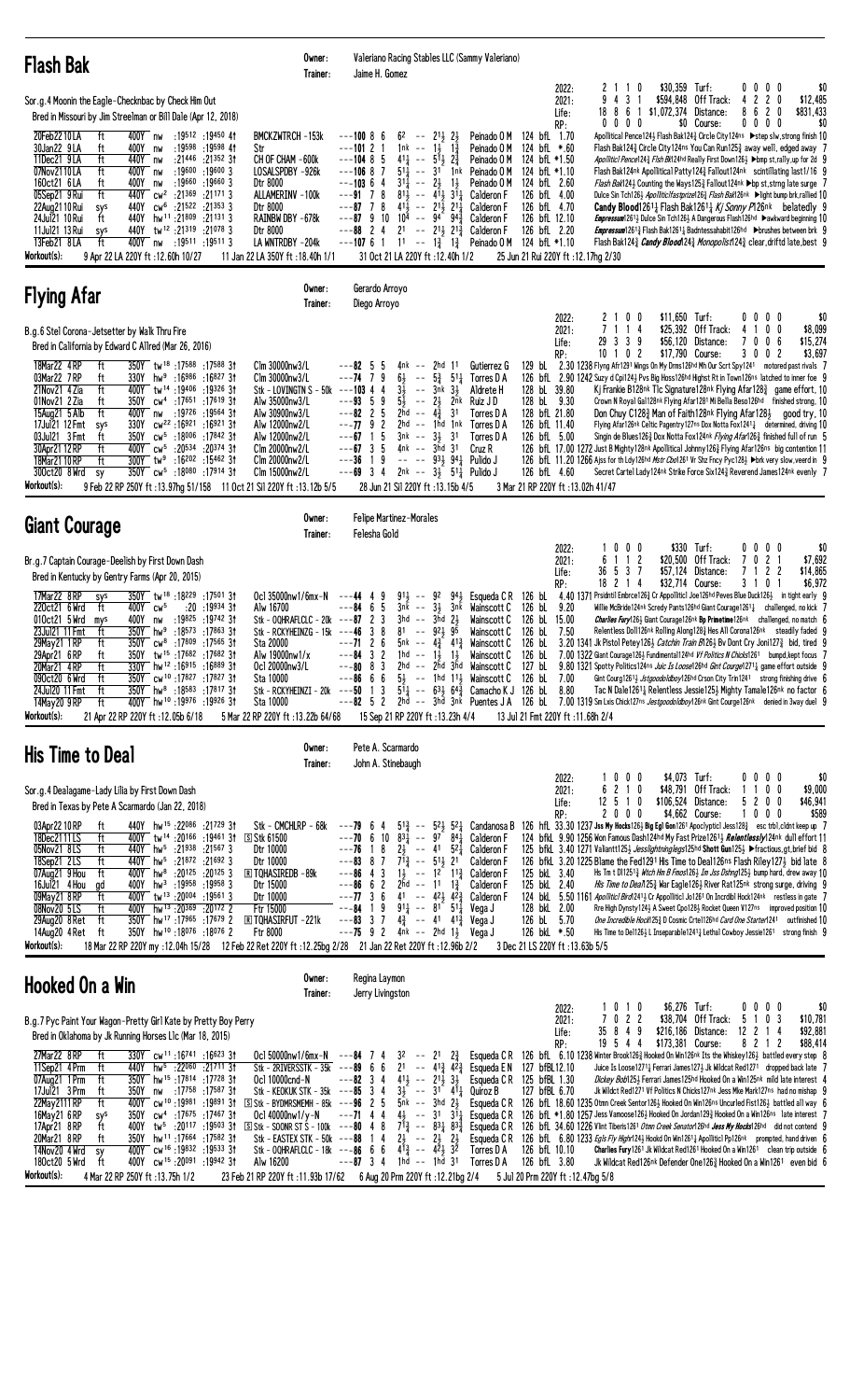## Flash Bak

Owner: Valeriano Racing Stables LLC (Sammy Valeriano)
Trainer: Jaime H. Gomez

Sor.g.4 Moonin the Eagle-Checknbac by Check Him Out
Bred in Missouri by Jim Streelman or Bill Dale (Apr 12, 2018)

| | | | | | | |
|---|---|---|---|---|---|---|
| 2022: | 2 1 1 0 | $30,359 | Turf: | 0 0 0 0 | | $0 |
| 2021: | 9 4 3 1 | $594,848 | Off Track: | 4 2 2 0 | | $12,485 |
| Life: | 18 8 6 1 | $1,072,374 | Distance: | 8 6 2 0 | | $831,433 |
| RP: | 0 0 0 0 | $0 | Course: | 0 0 0 0 | | $0 |

```
20Feb22 10 LA   ft   400Y nw  :19512 :19450 4↑  BMCKZWTRCH -153k  ---100 8 6  62  -- 21½ 2½   Peinado O M  124 bfL  1.70  Apollitical Pence124½ Flash Bak124½ Circle City124ns ▶step slw,strong finish 10
30Jan22 9 LA    ft   400Y nw  :19598 :19598 4↑  Str                ---101 2 1  1nk -- 1½ 1¾    Peinado O M  124 bfL  *.60  Flash Bak124¾ Circle City124ns You Can Run125½ away well, edged away 7
11Dec21 9 LA    ft   440Y nw  :21446 :21352 3↑  CH OF CHAM -600k  ---104 8 5  41¼ -- 51½ 2¾   Peinado O M  124 bfL *1.50  Apollitical Pence124¾ Flsh Bk124hd Really First Down126½ ▶bmp st,rally,up for 2d 9
07Nov21 10 LA   ft   400Y nw  :19600 :19600 3    LOSALSPDBY -926k  ---106 8 7  51¼ -- 31  1nk  Peinado O M  124 bfL *1.10  Flash Bak124nk Apollitical Patty124½ Fallout124nk scintillating last1/16 9
16Oct21 6 LA    ft   400Y nw  :19660 :19660 3    Dtr 8000           ---103 6 4  31¾ -- 2½  1½   Peinado O M  124 bfL  2.60  Flash Bak124½ Counting the Ways125½ Fallout124nk ▶bp st,strng late surge 7
05Sep21 9 Rui   ft   440Y cw2 :21369 :21171 3    ALLAMERINV -100k  ---91 7 8  81½ -- 41½ 31¼  Calderon F   126 bfL  4.00  Dulce Sin Tch126½ Apollitclfastprize126¾ Flash Bak126nk ▶light bump brk,rallied 10
22Aug21 10 Rui  sys  440Y cw6 :21522 :21353 3    Dtr 8000           ---87 7 8  41½ -- 21¾ 21¼  Calderon F   126 bfL  4.70  Candy Blood1261¼ Flash Bak1261¼ Kj Sonny P126nk belatedly 9
24Jul21 10 Rui  ft   440Y hw11 :21809 :21131 3   RAINBW DBY -678k  ---87 9 10 104 -- 94  94¾  Calderon F   126 bfL 12.10  Empressum1261¼ Dulce Sin Tch126½ A Dangerous Flash126hd ▶awkward beginning 10
11Jul21 13 Rui  sys  440Y tw12 :21319 :21078 3   Dtr 8000           ---88 2 4  21  -- 21½ 21¾  Calderon F   126 bfL  2.20  Empressum1261¾ Flash Bak1261¼ Badntessahabit126hd ▶brushes between brk 9
13Feb21 8 LA    ft   400Y nw  :19511 :19511 3    LA WNTRDBY -204k  ---107 6 1  11  -- 1¾  1¾   Peinado O M  124 bfL *1.10  Flash Bak124¾ Candy Blood124¾ Monopolist124¾ clear,driftd late,best 9
Workout(s): 9 Apr 22 LA 220Y ft :12.60h 10/27   11 Jan 22 LA 350Y ft :18.40h 1/1   31 Oct 21 LA 220Y ft :12.40h 1/2   25 Jun 21 Rui 220Y ft :12.17hg 2/30
```

## Flying Afar

Owner: Gerardo Arroyo
Trainer: Diego Arroyo

B.g.6 Stel Corona-Jetsetter by Walk Thru Fire
Bred in California by Edward C Allred (Mar 26, 2016)

| | | | | | | |
|---|---|---|---|---|---|---|
| 2022: | 2 1 0 0 | $11,650 | Turf: | 0 0 0 0 | | $0 |
| 2021: | 7 1 1 4 | $25,392 | Off Track: | 4 1 0 0 | | $8,099 |
| Life: | 29 3 3 9 | $56,120 | Distance: | 7 0 0 6 | | $15,274 |
| RP: | 10 1 0 2 | $17,790 | Course: | 3 0 0 2 | | $3,697 |

```
18Mar22 4 RP    ft   350Y tw18 :17588 :17588 3↑  Clm 30000nw3/L    ---82 5 5  4nk -- 2hd 11    Gutierrez G  129 bL   2.30 1238 Flyng Afr1291 Wngs On My Drms126hd Mh Our Scrt Spy1261 motored past rivals 7
03Mar22 7 RP    ft   330Y hw9 :16986 :16827 3↑   Clm 30000nw3/L    ---74 7 9  6½  -- 5¾  51¼   Torres D A   126 bfL  2.90 1242 Suzy d Cpi124½ Pvs Big Hoss126hd Highst Rt in Town126ns latched to inner foe 9
21Nov21 4 Zia   ft   400Y tw14 :19406 :19326 3↑  Stk - LOVINGTN S - 50k ---103 4 4  3½ -- 3nk 3½  Aldrete H    128 bL  39.80  Kj Frankie B128nk Tlc Signature128nk Flying Afar128¾ game effort, 10
01Nov21 2 Zia   ft   350Y cw4 :17651 :17619 3↑   Alw 35000nw3/L    ---93 5 9  5¾  -- 2½  2nk   Ruiz J D     128 bL   9.30  Crown N Royal Gal128nk Flying Afar1281 Mi Bella Beso126hd finished strong, 10
15Aug21 5 Alb   ft   400Y nw  :19726 :19564 3↑  Alw 30900nw3/L    ---82 2 5  2hd -- 4¾  31    Torres D A   128 bfL 21.80  Don Chuy C128¾ Man of Faith128nk Flying Afar128½ good try, 10
17Jul21 12 Fmt  sys  330Y cw22 :16921 :16921 3↑  Alw 12000nw2/L    ---77 9 2  2hd -- 1hd 1nk   Torres D A   126 bfL 11.40  Flying Afar126nk Celtic Pageantry127ns Dox Notta Fox1241½ determined, driving 10
03Jul21 3 Fmt   ft   350Y cw5 :18006 :17842 3↑   Alw 12000nw2/L    ---67 1 5  3nk -- 3½  31    Torres D A   126 bfL  5.00  Singin de Blues126½ Dox Notta Fox124nk Flying Afar126¾ finished full of run 5
30Apr21 12 RP   ft   400Y cw5 :20534 :20374 3↑   Alw 20000nw2/L    ---67 3 5  4nk -- 3hd 31    Cruz R       126 bfL 17.00 1272 Just B Mighty126nk Apollitical Johnny126½ Flying Afar126ns big contention 11
18Mar21 10 RP   ft   300Y hw9 :16202 :15462 3↑   Clm 20000nw2/L    ---36 1 9  --  -- 93¾ 94¼   Pulido J     126 bfL 11.20 1266 Ajss for th Ldy126hd Mstr Chol1261 Vr Shz Fncy Pyc128¾ ▶brk very slow,veerd in 9
30Oct20 8 Wrd   sy   350Y cw5 :18080 :17914 3↑   Clm 15000nw2/L    ---69 3 4  2nk -- 3½  51¼   Pulido J     126 bfL  4.60  Secret Cartel Lady124nk Strike Force Six124¾ Reverend James124nk evenly 7
Workout(s): 9 Feb 22 RP 250Y ft :13.97hg 51/158   11 Oct 21 Sil 220Y ft :12.13b 5/5   28 Jun 21 Sil 220Y ft :13.15b 4/5   3 Mar 21 RP 220Y ft :13.02h 41/47
```

## Giant Courage

Owner: Felipe Martinez-Morales
Trainer: Felesha Gold

Br.g.7 Captain Courage-Deelish by First Down Dash
Bred in Kentucky by Gentry Farms (Apr 20, 2015)

| | | | | | | |
|---|---|---|---|---|---|---|
| 2022: | 1 0 0 0 | $330 | Turf: | 0 0 0 0 | | $0 |
| 2021: | 6 1 1 2 | $20,500 | Off Track: | 7 0 2 1 | | $7,692 |
| Life: | 36 5 3 7 | $57,124 | Distance: | 7 1 2 2 | | $14,865 |
| RP: | 18 2 1 4 | $32,754 | Course: | 3 1 0 1 | | $6,972 |

```
17Mar22 8 RP    sys  350Y tw18 :18229 :17501 3↑  Ocl 35000nw1/6mx-N ---44 4 9  91½ -- 92  94¾  Esqueda C R  126 bL   4.40 1371 Prsidntl Embrce126¾ Cr Appolltcl Joe126hd Peves Blue Duck126½ in tight early 9
22Oct21 6 Wrd   ft   400Y cw5 :20 :19934 3↑      Alw 16700          ---84 6 5  3nk -- 3½  3nk  Wainscott C  126 bL   9.20  Willie McBride124nk Scredy Pants126hd Giant Courage1261¼ challenged, no kick 7
01Oct21 5 Wrd   mys  400Y nw  :19825 :19742 3↑   Stk - OQHRAFCLC - 20k ---87 2 3  3hd -- 3hd 2½  Wainscott C  126 bL  15.00  Charlies Fury126½ Giant Courage126nk Bp Primetime126nk challenged, no match 6
23Jul21 11 Fmt  ft   350Y hw9 :18573 :17863 3↑   Stk - RCKYHEINZG - 15k ---46 3 8  81  -- 92¾ 95   Wainscott C  126 bL   7.50  Relentless Dol126nk Rolling Along128¾ Hes All Corona126nk steadily faded 9
29May21 1 RP    ft   350Y cw8 :17809 :17565 3↑   Sta 20000          ---71 2 6  5nk -- 4¾  41¾  Wainscott C  126 bL   3.20 1341 Jk Pistol Petey126½ Catchin Train B126½ Bv Dont Cry Joni127¾ bid, tired 9
29Apr21 6 RP    ft   350Y tw15 :17682 :17682 3↑  Alw 19000nw1/x    ---84 3 2  1hd -- 1½  1½   Wainscott C  126 bL   7.00 1322 Giant Courage126½ Fundimental124hd Vf Politics N Chicks1261 bumpd,kept focus 7
20Mar21 4 RP    ft   330Y hw12 :16915 :16889 3↑  Ocl 20000nw3/L    ---80 8 3  2hd -- 2hd 3hd  Wainscott C  127 bL   9.80 1321 Spotty Politics124ns Juic Is Loose126hd Gint Courge1271¼ game effort outside 9
09Oct20 6 Wrd   ft   350Y cw10 :17827 :17827 3↑  Sta 10000          ---86 6 6  5½  -- 1hd 11½  Wainscott C  126 bL   7.00  Gint Courg1261½ Jstgoodolboy126hd Crson City Trin1261 strong finishing drive 6
24Jul20 11 Fmt  ft   350Y hw8 :18583 :17817 3↑   Stk - RCKYHEINZI - 20k ---50 1 3  51¼ -- 63½ 64¾  Camacho K J  126 bL   8.80  Tac N Dale1261¾ Relentless Jessie125½ Mighty Tamale126nk no factor 6
14May20 9 RP    ft   400Y hw10 :19976 :19926 3↑  Sta 10000          ---82 5 2  2hd -- 3hd 3nk  Puentes J A  126 bL   7.00 1319 Sn Lxis Chick127ns Jestgoodolboy126hd Gint Courge126nk denied in 3way duel 9
Workout(s): 21 Apr 22 RP 220Y ft :12.05b 6/18   5 Mar 22 RP 220Y ft :13.22b 64/68   15 Sep 21 RP 220Y ft :13.23h 4/4   13 Jul 21 Fmt 220Y ft :11.68h 2/4
```

## His Time to Deal

Owner: Pete A. Scarmardo
Trainer: John A. Stinebaugh

Sor.g.4 Dealagame-Lady Lilia by First Down Dash
Bred in Texas by Pete A Scarmardo (Jan 22, 2018)

| | | | | | | |
|---|---|---|---|---|---|---|
| 2022: | 1 0 0 0 | $4,073 | Turf: | 0 0 0 0 | | $0 |
| 2021: | 6 2 1 0 | $48,791 | Off Track: | 1 1 0 0 | | $9,000 |
| Life: | 12 5 1 0 | $106,524 | Distance: | 5 2 0 0 | | $46,941 |
| RP: | 2 0 0 0 | $4,662 | Course: | 1 0 0 0 | | $589 |

```
03Apr22 10 RP   ft   440Y hw15 :22086 :21729 3↑  Stk - CMCHLRP - 68k ---79 6 4  51¾ -- 52½ 52¼  Candanosa B  126 hfL 33.30 1237 Jss My Hocks126½ Big Eg| Gon1261 Apoclyptcl Jss128¾ esc trbl,cldnt keep up 7
18Dec21 11 LS   ft   400Y tw14 :20166 :19461 3↑  S Stk 61500        ---70 6 10 83½ -- 97  84¼  Calderon F   124 bfkL 9.90 1256 Won Famous Dash124hd My Fast Prize1261¼ Relentlesslyl24nk dull effort 11
05Nov21 8 LS    ft   440Y hw5 :21938 :21567 3    Dtr 10000          ---76 1 8  2¾  -- 41  52¾  Calderon F   125 bfkL 3.40 1271 Valiantt125½ Jesslightninglegs125hd Shott Gun125½ ▶fractious,gt,brief bid 8
18Sep21 2 LS    ft   440Y hw5 :21872 :21692 3    Dtr 10000          ---83 8 7  71¾ -- 51½ 21   Calderon F   125 bfkL 3.20 1225 Blame the Fed1291 His Time to Deal125ns Flash Riley127½ bid late 8
07Aug21 9 Hou   ft   400Y hw8 :20125 :20125 3    E TQHASIREDB - 89k ---86 4 3  1½  -- 12  11¾  Calderon F   125 bkL  3.40  Hs Tm t Dl1251¾ Wtch Hm B Fmos126½ Jm Jss Dshng125½ bump hard, drew away 10
16Jul21 4 Hou   gd   400Y hw3 :19958 :19958 3    Dtr 15000          ---86 6 2  2hd -- 11  1¾   Calderon F   125 bkL  2.40  His Time to Deal125¾ War Eagle126½ River Rat125nk strong surge, driving 9
09May21 8 RP    ft   400Y tw13 :20004 :19561 3   Dtr 10000          ---77 3 6  41  -- 42¾ 42¾  Calderon F   124 bkL  5.50 1161 Apollitcl Brof1241¾ Cr Appollticl Jo1261 On Incrdbl Hock126nk restless in gate 7
08Nov20 5 LS    ft   400Y hw13 :20369 :20172 2   Ftr 15000          ---84 1 9  91¼ -- 81  51¾  Vega J       128 bkL  2.00  Rre High Dynsty124¾ A Sweet Cpo128½ Rocket Queen V127ns improved position 10
29Aug20 8 Ret   ft   350Y hw17 :17965 :17679 2   E TQHASIRFUT - 221k ---83 3 7  4¾  -- 41  41¾  Vega J       126 bL   5.70  One Incredible Hocl125¾ D Cosmic Crte126hd Card One Starter1241 outfinished 10
14Aug20 4 Ret   ft   350Y hw10 :18076 :18076 2   Ftr 8000           ---75 9 2  4nk -- 2hd 1½   Vega J       126 bkL  *.50  His Time to Del126½ L Inseparable1241¾ Lethal Cowboy Jessie1261 strong finish 9
Workout(s): 18 Mar 22 RP 220Y my :12.04h 15/28   12 Feb 22 Ret 220Y ft :12.25bg 2/28   21 Jan 22 Ret 220Y ft :12.96b 2/2   3 Dec 21 LS 220Y ft :13.63b 5/5
```

## Hooked On a Win

Owner: Regina Laymon
Trainer: Jerry Livingston

B.g.7 Pyc Paint Your Wagon-Pretty Girl Kate by Pretty Boy Perry
Bred in Oklahoma by Jk Running Horses Llc (Mar 18, 2015)

| | | | | | | |
|---|---|---|---|---|---|---|
| 2022: | 1 0 1 0 | $6,276 | Turf: | 0 0 0 0 | | $0 |
| 2021: | 7 0 2 2 | $38,704 | Off Track: | 5 1 0 3 | | $10,781 |
| Life: | 35 8 4 9 | $216,186 | Distance: | 12 2 1 4 | | $92,881 |
| RP: | 19 5 4 4 | $173,381 | Course: | 8 2 1 2 | | $88,414 |

```
27Mar22 8 RP    ft   330Y cw11 :16741 :16623 3↑  Ocl 50000nw1/6mx-N ---84 7 4  32  -- 21  2¾   Esqueda C R  126 bfL  6.10 1238 Winter Brook126¾ Hooked On Win126nk Its the Whiskey126½ battled every step 8
11Sep21 4 Prm   ft   440Y hw5 :22060 :21711 3↑   Stk - 2RIVERSSTK - 35k ---89 6 6  21  -- 41¾ 42¾  Esqueda E N  127 bfBL12.10  Juice Is Loose1271¾ Ferrari James127¼ Jk Wildcat Red1271 dropped back late 7
07Aug21 1 Prm   ft   350Y hw15 :17814 :17728 3↑  Ocl 10000cnd-N    ---82 3 4  41½ -- 21½ 3½  Esqueda C R  125 bfBL 1.30  Dickey Bob125½ Ferrari James125hd Hooked On a Win125nk mild late interest 4
17Jul21 3 Prm   ft   350Y nw  :17758 :17587 3↑   Stk - KEOKUK STK - 35k ---85 3 4  3½  -- 31  41¼  Quiroz B     127 bfBL 6.70  Jk Wildct Red1271 Vf Politics N Chicks127nk Jess Mke Mark127ns had no mishap 9
22May21 11 RP   ft   400Y cw10 :19981 :19891 3↑  S Stk - BYDMRSMEMH - 85k ---96 2 5  5nk -- 3hd 2½  Esqueda C R  126 bfL 18.60 1235 Otmn Creek Sentor126½ Hooked On Win126ns Uncurled Fist126¾ battled all way 6
16May21 6 RP    sys  350Y cw4 :17675 :17467 3↑   Ocl 40000nw1/y-N  ---71 4 4  4½  -- 31  31¾  Esqueda C R  126 bfL *1.80 1257 Jess Vamoose126½ Hooked On Jordan129¾ Hooked On a Win126ns late interest 7
17Apr21 8 RP    ft   400Y tw5 :20117 :19503 3↑   S Stk - SOONR ST S - 100k ---80 4 8  7¾  -- 83¾ 83¾  Esqueda C R  126 bfL 34.60 1226 Vlint Tiberis1261 Otmn Creek Senator126hd Jess My Hocks126hd did not contend 9
20Mar21 8 RP    ft   350Y hw11 :17664 :17582 3↑  Stk - EASTEX STK - 50k ---88 1 4  2½  -- 2½  2½   Esqueda C R  126 bfL  6.80 1233 Egls Fly Highr124½ Hookd On Win1261¼ Apollitcl Ps126nk prompted, hand driven 6
14Nov20 4 Wrd   sy   400Y cw16 :19832 :19533 3↑  Stk - OQHRAFCLC - 18k ---86 6 6  41¾ -- 42½ 32  Torres D A   126 bfL 10.10  Charlies Fury1261 Jk Wildcat Red126½ Hooked On a Win126nk clean trip outside 6
18Oct20 5 Wrd   ft   400Y cw15 :20091 :19942 3↑  Alw 16200          ---87 3 4  1hd -- 1hd 31   Torres D A   126 bfL  3.80  Jk Wildcat Red126nk Defender One126¾ Hooked On a Win1261 even bid 6
Workout(s): 4 Mar 22 RP 250Y ft :13.75h 1/2   23 Feb 21 RP 220Y ft :11.93b 17/62   6 Aug 20 Prm 220Y ft :12.21bg 2/4   5 Jul 20 Prm 220Y ft :12.47bg 5/8
```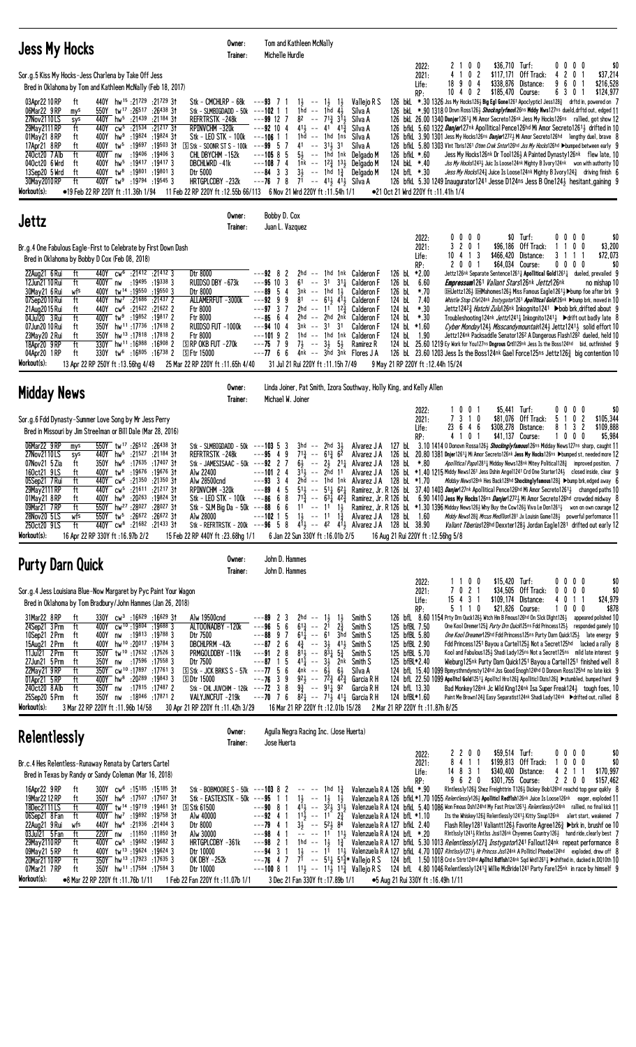## Jess My Hocks

Owner: Tom and Kathleen McNally
Trainer: Michelle Hurdle

Sor.g.5 Kiss My Hocks-Jess Charlena by Take Off Jess
Bred in Oklahoma by Tom and Kathleen McNally (Feb 18, 2017)

| | Starts | 1st | 2nd | 3rd | Earnings | | Starts | 1st | 2nd | 3rd | Earnings |
|---|---|---|---|---|---|---|---|---|---|---|---|
| 2022: | 2 | 1 | 0 | 0 | $36,710 | Turf: | 0 | 0 | 0 | 0 | $0 |
| 2021: | 4 | 1 | 0 | 2 | $117,171 | Off Track: | 4 | 2 | 0 | 1 | $37,214 |
| Life: | 18 | 9 | 0 | 4 | $338,876 | Distance: | 9 | 6 | 0 | 1 | $216,528 |
| RP: | 10 | 4 | 0 | 2 | $185,470 | Course: | 6 | 3 | 0 | 1 | $124,977 |

03Apr22 10RP ft 440Y hw15 :21729 :21729 3↑ Stk - CMCHLRP - 68k ---93 7 1 1½ -- 1½ 1½ Vallejo R S 126 bkL *.30 1326 Jss My Hocks126½ Big Egl Gone1261 Apoclyptcl Jess128¾ drftd in, powered on 7
06Mar22 9RP my5 550Y tw17 :26517 :26438 3↑ Stk - SLMBIGDADD - 50k ---102 1 1 1hd -- 1hd 4½ Silva A 126 bkL *.90 1318 O Dnvn Ross126½ Shockinglyfmous126ns Middy Nws127ns duel,drftd out, edged 11
27Nov21 10LS sys 440Y hw5 :21439 :21184 3↑ REFRTRSTK -248k ---99 12 7 82 -- 71¾ 31½ Silva A 126 bkL 26.00 1340 Danjer126½ Mi Amor Secreto126nk Jess My Hocks126ns rallied, got show 12
29May21 11RP ft 440Y cw5 :21534 :21217 3↑ RPINVCHM -320k ---92 10 4 41½ -- 41 41¾ Silva A 126 bfkL 5.60 1322 Danjer127nk Apolltical Pence126hd Mi Amor Secreto1261½ drifted in 10
01May21 8RP ft 400Y hw9 :19824 :19824 3↑ Stk - LEO STK - 100k ---106 1 1 1hd -- 1hd 1ns Silva A 126 bfkL 3.90 1301 Jess My Hocks126ns Danjer127¾ Mi Amor Secreto126hd lengthy duel, brave 8
17Apr21 8RP ft 400Y tw5 :19697 :19503 3↑ S Stk - SOONR STS - 100k ---99 5 7 41 -- 31½ 31 Silva A 126 bfkL 5.80 1303 Vlnt Tbris1261 Dtmn Crek Strtr126hd Jss My Hocks126hd ▶bumped between early 9
24Oct20 7 Alb ft 400Y nw :19406 :19406 3 CHL DBYCHM -152k ---105 8 5 5½ -- 1hd 1nk Delgado M 126 bfkL *.60 Jess My Hocks126nk Dr Tool126½ A Painted Dynasty126nk flew late, 10
04Oct20 6 Wrd ft 400Y hw5 :19417 :19417 3 DBCHLWRD -41k ---108 7 4 1nk -- 12½ 13½ Delgado M 124 bfkL *.40 Jss My Hocks124¾½ Juic Is Loose124nk Highty B Ivory124nk won with authority 10
13Sep20 5 Wrd ft 400Y tw8 :19801 :19801 3 Dtr 5000 ---84 3 3 3½ -- 1hd 1¾ Delgado M 124 bfkL *.30 Jess My Hocks124¾ Juice Is Loose124nk Mighty B Ivory124½ driving finish 6
30May20 10RP ft 400Y tw9 :19794 :19545 3 HRTGPLCDBY -232k ---76 7 8 71 -- 41¾ 41½ Silva A 126 bfkL 5.30 1249 Inaugurator1241 Jesse D124ns Jess B One124½ hesitant,gaining 9

Workout(s): ●19 Feb 22 RP 220Y ft :11.36h 1/94 11 Feb 22 RP 220Y ft :12.55b 66/113 6 Nov 21 Wrd 220Y ft :11.54h 1/1 ●21 Oct 21 Wrd 220Y ft :11.41h 1/4

## Jettz

Owner: Bobby D. Cox
Trainer: Juan L. Vazquez

Br.g.4 One Fabulous Eagle-First to Celebrate by First Down Dash
Bred in Oklahoma by Bobby D Cox (Feb 08, 2018)

| | Starts | 1st | 2nd | 3rd | Earnings | | Starts | 1st | 2nd | 3rd | Earnings |
|---|---|---|---|---|---|---|---|---|---|---|---|
| 2022: | 0 | 0 | 0 | 0 | $0 | Turf: | 0 | 0 | 0 | 0 | $0 |
| 2021: | 3 | 2 | 0 | 1 | $96,186 | Off Track: | 1 | 1 | 0 | 0 | $3,200 |
| Life: | 10 | 4 | 1 | 3 | $466,420 | Distance: | 3 | 1 | 1 | 1 | $72,073 |
| RP: | 2 | 0 | 0 | 1 | $64,034 | Course: | 0 | 0 | 0 | 0 | $0 |

22Aug21 6 Rui ft 440Y cw6 :21412 :21412 3 Dtr 8000 ---92 8 2 2hd -- 1hd 1nk Calderon F 126 bL *2.00 Jettz126nk Separate Sentence126¾ Apollitical Gold1261½ dueled, prevailed 9
12Jun21 10 Rui ft 400Y nw :19495 :19338 3 RUIDSO DBY -673k ---95 10 3 61 -- 31 31¾ Calderon F 126 bL 6.60 Empressum1261 Valiant Stars126nk Jettz126nk no mishap 10
30May21 6 Rui wfs 400Y tw14 :19550 :19550 3 Dtr 8000 ---89 5 4 3nk -- 1hd 1½ Calderon F 126 bL *.70 DHJettz126½ DHMahomes126½ Miss Famous Eagle1261½ ▶bump foe after brk 9
07Sep20 10 Rui ft 440Y hw7 :21686 :21437 2 ALLAMERFUT -3000k ---89 9 9 81 -- 61½ 41½ Calderon F 124 bL 7.40 Whistle Stop Cfe124nk Instygator1261 Apollitical Gold126nk ▶bump brk, moved in 10
21Aug20 15 Rui ft 440Y cw6 :21622 :21622 2 Ftr 8000 ---97 3 7 2hd -- 11 12¾ Calderon F 124 bL *.30 Jettz124¾2 Hatchi Zulu126nk Inkognito1241 ▶bob brk,drifted about 9
04Jul20 3 Rui ft 400Y tw9 :19852 :19817 2 Ftr 8000 ---85 6 4 2hd -- 2hd 2nk Calderon F 124 bL *.30 Troubleshooting124nk Jettz1241½ Inkognito1241½ ▶drift out badly late 8
07Jun20 10 Rui ft 350Y hw11 :17736 :17618 2 RUIDSO FUT -1000k ---94 10 4 3nk -- 31 31 Calderon F 124 bL *1.60 Cyber Monday124½ Misscandymountain124½ Jettz1241½ solid effort 10
23May20 2 Rui ft 350Y hw13 :17818 :17818 2 Ftr 8000 ---101 9 2 1hd -- 1hd 1nk Calderon F 124 bL 1.90 Jettz124nk Packsaddle Senator126² A Dangerous Flash128² dueled, held 10
18Apr20 9 RP ft 330Y hw11 :16986 :16908 2 S RP OKB FUT -270k ---75 7 9 7½ -- 3½ 5½ Ramirez R 124 bL 25.60 1219 Ey Work for You127ns Dngrous Crtl129nk Jess Is the Boss124hd bid, outfinished 9
04Apr20 1 RP ft 330Y tw6 :16805 :16738 2 S Ftr 15000 ---77 6 6 4nk -- 3hd 3nk Flores J A 126 bL 23.60 1203 Jess Is the Boss124nk Gael Force125ns Jettz126¾ big contention 10

Workout(s): 13 Apr 22 RP 250Y ft :13.56hg 4/49 25 Mar 22 RP 220Y ft :11.65h 4/40 31 Jul 21 Rui 220Y ft :11.15h 7/49 9 May 21 RP 220Y ft :12.44h 15/24

## Midday News

Owner: Linda Joiner, Pat Smith, Izora Southway, Holly King, and Kelly Allen
Trainer: Michael W. Joiner

Sor.g.6 Fdd Dynasty-Summer Love Song by Mr Jess Perry
Bred in Missouri by Jim Streelman or Bill Dale (Mar 28, 2016)

| | Starts | 1st | 2nd | 3rd | Earnings | | Starts | 1st | 2nd | 3rd | Earnings |
|---|---|---|---|---|---|---|---|---|---|---|---|
| 2022: | 1 | 0 | 0 | 1 | $5,441 | Turf: | 0 | 0 | 0 | 0 | $0 |
| 2021: | 7 | 3 | 1 | 0 | $81,076 | Off Track: | 5 | 1 | 0 | 2 | $105,344 |
| Life: | 23 | 6 | 4 | 6 | $308,278 | Distance: | 8 | 1 | 3 | 2 | $109,888 |
| RP: | 4 | 1 | 0 | 1 | $41,137 | Course: | 1 | 0 | 0 | 0 | $5,984 |

06Mar22 9RP my5 550Y tw17 :26512 :26438 3↑ Stk - SLMBIGDADD - 50k ---103 5 3 3hd -- 2hd 3½ Alvarez J A 127 bL 3.10 1414 O Donovn Rossa126½ Shockinglyfamous126ns Midday News127ns sharp, caught 11
27Nov21 10LS sys 440Y hw5 :21527 :21184 3↑ REFRTRSTK -248k ---95 4 9 71¾ -- 61¾ 62 Alvarez J A 126 bL 20.80 1381 Dnjer1261½ Mi Amor Secreto126nk Jess My Hocks126ns ▶bumped st, needed more 12
07Nov21 5 Zia ft 350Y hw6 :17635 :17407 3↑ Stk - JAMESISAAC - 50k ---92 2 7 6½ -- 2½ 21¼ Alvarez J A 128 bL *.80 Apollitical Papa1281¼ Midday News128nk Mitey Political128¾ improved position, 7
16Oct21 9LS ft 400Y hw8 :19676 :19676 3↑ Alw 22400 ---101 2 4 31½ -- 2hd 11 Alvarez J A 126 bL *1.40 1215 Middy News1261 Jess Dshin Angel1241 Crd One Starter124½ closed inside, clear 9
05Sep21 7Rui ft 440Y cw6 :21350 :21350 3↑ Alw 28500cnd ---93 3 4 2hd -- 1hd 1nk Alvarez J A 128 bL *1.70 Midday News128nk Hes Back128hd Shockinglyfamous128½ ▶bump brk,edged away 6
29May21 11RP ft 440Y cw5 :21611 :21217 3↑ RPINVCHM -320k ---89 4 5 51½ -- 51½ 62¼ Ramirez, Jr. R 126 bL 37.40 1403 Danjer127nk Apollitical Pence126hd Mi Amor Secreto1261½ changed paths 10
01May21 8RP ft 400Y hw8 :20263 :19824 3↑ Stk - LEO STK - 100k ---86 6 8 71¾ -- 63¾ 42¾ Ramirez, Jr. R 126 bL 6.90 1410 Jess My Hocks126ns Danjer127¾ Mi Amor Secreto126hd crowded midway 8
09Mar21 7RP ft 550Y hw27 :28027 :28027 3↑ Stk - SLM Big Da - 50k ---88 6 6 11 -- 11 1½ Ramirez, Jr. R 126 bL *1.30 1396 Midday News126½ Mny Buy the Cow126½ Viva Le Den1261½ won on own courage 12
28Nov20 5LS wfs 550Y tw5 :26672 :26672 3↑ Alw 28000 ---102 1 5 1½ -- 11 1¾ Alvarez J A 128 bfL 1.60 Middy News128¾ Mrcus Medllion1281 Jx Louisin Game128½ powerful performance 11
25Oct20 9LS ft 440Y cw8 :21682 :21433 3↑ Stk - REFRTRSTK - 200k ---96 5 8 41½ -- 42 41½ Alvarez J A 128 bL 38.90 Valiant Tiberias128hd Dexxter128½ Jordan Eagle1281 drifted out early 12

Workout(s): 16 Apr 22 RP 330Y ft :16.97b 2/2 15 Feb 22 RP 440Y ft :23.68hg 1/1 6 Jan 22 Sun 330Y ft :16.01b 2/5 16 Aug 21 Rui 220Y ft :12.56hg 5/8

## Purty Darn Quick

Owner: John D. Hammes
Trainer: John D. Hammes

Sor.g.4 Jess Louisiana Blue-Now Margaret by Pyc Paint Your Wagon
Bred in Oklahoma by Tom Bradbury/John Hammes (Jan 26, 2018)

| | Starts | 1st | 2nd | 3rd | Earnings | | Starts | 1st | 2nd | 3rd | Earnings |
|---|---|---|---|---|---|---|---|---|---|---|---|
| 2022: | 1 | 1 | 0 | 0 | $15,420 | Turf: | 0 | 0 | 0 | 0 | $0 |
| 2021: | 7 | 0 | 2 | 1 | $34,505 | Off Track: | 0 | 0 | 0 | 0 | $0 |
| Life: | 15 | 4 | 3 | 1 | $109,174 | Distance: | 4 | 0 | 1 | 1 | $24,979 |
| RP: | 5 | 1 | 0 | 0 | $21,826 | Course: | 1 | 0 | 0 | 0 | $878 |

31Mar22 8RP ft 330Y cw3 :16629 :16629 3↑ Alw 19500cnd ---89 2 3 2hd -- 1½ 1½ Smith S 126 bfL 8.60 1154 Prty Drn Quck126½ Wtch Hm B Fmous126hd On Slck Dlght126½ appeared polished 10
24Sep21 3Prm ft 400Y cw10 :19804 :19688 3 ALTOONADBY -120k ---96 5 6 61¾ -- 21 2¾ Smith S 125 bfBL 7.50 One Kool Dreamr125¾ Purty Drn Quick125ns Fdd Princess125½ responded gamely 10
10Sep21 2Prm ft 400Y nw :19813 :19788 3 Dtr 7500 ---88 9 7 61¾ -- 61 3hd Smith S 125 bfBL 5.80 One Kool Dreamer125hd Fdd Princess125ns Purty Darn Quick125½ late energy 9
15Aug21 2Prm ft 400Y hw10 :20017 :19784 3 DBCHLPRM -42k ---87 2 6 4¾ -- 3½ 41½ Smith S 125 bfBL 2.90 Fdd Princess1251 Bayou a Cartel125½ Not a Secret125hd lacked a rally 8
11Jul21 2Prm ft 350Y tw10 :17632 :17526 3 PRMGOLDDBY -119k ---91 2 8 81½ -- 83¼ 5¾ Smith S 125 bfBL 5.70 Kool and Fabulous125½ Shadi Lady125ns Not a Secret125ns mild late interest 9
27Jun21 5Prm ft 350Y nw :17596 :17558 3 Dtr 7500 ---87 1 5 41¾ -- 3½ 2nk Smith S 125 bfBL*2.40 Wieburg125nk Purty Darn Quick1251 Bayou a Cartel1251 finished well 8
22May21 9RP ft 350Y cw10 :17897 :17761 3 S Stk - JCK BRKS S - 57k ---77 5 6 4nk -- 6½ 6½ Silva A 124 bfL 15.40 1099 Bpnysthrndynsty124hd Jss Good Enogh124hd O Donovn Ross125hd no late kick 9
01Apr21 5RP ft 400Y hw8 :20289 :19843 3 S Dtr 15000 ---76 3 9 92½ -- 72¾ 42¾ Garcia R H 124 bfL 22.50 1099 Apolltcl Gold125½ Apolltcl Hro126½ Apollitcl Dizis126½ ▶stumbled, bumped hard 9
24Oct20 8Alb ft 350Y nw :17815 :17487 2 Stk - CHL JUVCHM - 126k ---72 3 8 9¾ -- 91¾ 92 Garcia R H 124 bfL 13.30 Bad Monkey128nk Jc Wild King124nk Isa Super Freak124½ tough foes, 10
25Sep20 5Prm ft 350Y nw :18046 :17871 2 VALYJNCFUT -219k ---70 7 6 82¼ -- 71½ 41¼ Garcia R H 124 bfBL*1.60 Paint Me Brown124½ Easy Separatist124nk Shadi Lady124nk ▶drifted out, rallied 8

Workout(s): 3 Mar 22 RP 220Y ft :11.96b 14/58 30 Apr 21 RP 220Y ft :11.42h 3/29 16 Mar 21 RP 220Y ft :12.01b 15/28 2 Mar 21 RP 220Y ft :11.87h 8/25

## Relentlessly

Owner: Aguila Negra Racing Inc. (Jose Huerta)
Trainer: Jose Huerta

Br.c.4 Hes Relentless-Runaway Renata by Carters Cartel
Bred in Texas by Randy or Sandy Coleman (Mar 16, 2018)

| | Starts | 1st | 2nd | 3rd | Earnings | | Starts | 1st | 2nd | 3rd | Earnings |
|---|---|---|---|---|---|---|---|---|---|---|---|
| 2022: | 2 | 2 | 0 | 0 | $59,514 | Turf: | 0 | 0 | 0 | 0 | $0 |
| 2021: | 8 | 4 | 1 | 1 | $199,813 | Off Track: | 1 | 0 | 0 | 0 | $0 |
| Life: | 14 | 8 | 3 | 1 | $340,400 | Distance: | 4 | 2 | 1 | 1 | $170,997 |
| RP: | 9 | 6 | 2 | 0 | $301,755 | Course: | 2 | 2 | 0 | 0 | $157,462 |

16Apr22 9RP ft 300Y cw6 :15185 :15185 3↑ Stk - BOBMOORE S - 50k ---103 8 2 -- -- 1hd 1¾ Valenzuela R A 126 bfkL *.90 Rlntlessly126¾ Shez Freightrrn T126½ Dickey Bob126hd reachd top gear quickly 8
19Mar22 12RP ft 350Y hw6 :17507 :17507 3↑ Stk - EASTEXSTK - 50k ---95 1 1 1½ -- 1½ 1½ Valenzuela R A 126 bfkL*1.70 1055 Relentlessly126½ Apollitcl Redfish126nk Juice Is Loose126nk eager, exploded 11
18Dec21 11LS ft 400Y tw14 :19719 :19461 3↑ S Stk 61500 ---90 8 1 41¾ -- 32¾ 31½ Valenzuela R A 126 bfkL 5.40 1086 Wen Fmous Dsh124hd My Fast Prize1261¾ Relentlessly124nk rallied, no final kick 11
06Sep21 8Fan ft 400Y hw7 :19892 :19758 3↑ Alw 40000 ---92 4 1 11½ -- 11 2¾ Valenzuela R A 124 bfkL *1.10 Its the Whiskey126¾ Relentlessly1241½ Kitty Sixup126nk alert start, weakened 7
22Aug21 9Rui wfs 440Y hw4 :21936 :21404 3 Dtr 8000 ---79 4 1 3½ -- 52¾ 84 Valenzuela R A 127 bfkL 2.40 Flash Riley1281 Valiantt126½ Favorite Agree126¾ ▶brk in, brushf oe 10
03Jul21 5Fan ft 220Y nw :11850 :11850 3↑ Alw 30000 ---98 4 1 -- -- 11 11½ Valenzuela R A 124 bfkL *.20 Rlntlssly1241½ Rlntlss Jss126nk Chyennes Country126½ hand ride,clearly best 7
29May21 10RP ft 400Y cw5 :19682 :19682 3 HRTGPLCDBY -361k ---98 2 1 1hd -- 1½ 1¾ Valenzuela R A 127 bfkL 5.30 1013 Relentlessly127¾ Instygator1241 Fallout124nk repeat performance 8
09May21 5RP ft 400Y tw13 :19624 :19624 3 Dtr 10000 ---94 3 1 1½ -- 11 11½ Valenzuela R A 127 bfkL 4.70 1007 Rlntlssly1271½ Hr Princss Jss124nk A Pollticl Phoebe124hd exploded, drew off 8
20Mar21 10RP ft 350Y hw13 :17923 :17635 3 OK DBY -252k ---76 4 7 71 -- 51¾ 51¾* Vallejo R S 124 bfL 1.50 1018 Crd n Sttr124hd Apltcl Rdfsh124nk Sqd Wrd1261½ ▶shifted in, ducked in,DQ10th 10
07Mar21 7RP ft 350Y hw11 :17584 :17584 3 Dtr 10000 ---100 8 1 11½ -- 11½ 11¾ Vallejo R S 124 bfL 4.80 1046 Relentlessly1241¾ Millie McBride1241 Party Fare125nk in race by himself 9

Workout(s): ●8 Mar 22 RP 220Y ft :11.76h 1/11 1 Feb 22 Fan 220Y ft :11.07b 1/1 3 Dec 21 Fan 330Y ft :17.89b 1/1 ●5 Aug 21 Rui 220Y ft :16.49h 1/11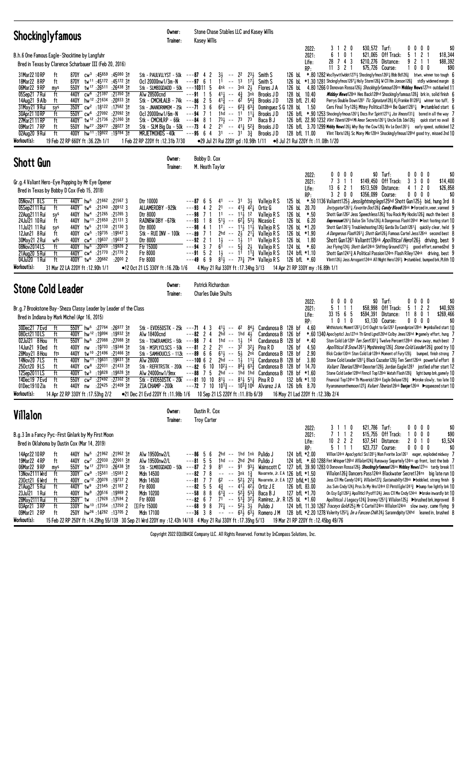## Shockinglyfamous

Owner: Stone Chase Stables LLC and Kasey Willis
Trainer: Kasey Willis

B.h.6 One Famous Eagle-Shocktime by Langfuhr
Bred in Texas by Clarence Scharbauer III (Feb 20, 2016)

| | | | | | | | | |
|---|---|---|---|---|---|---|---|---|
| 2022: | 3 1 2 0 | $30,572 | Turf: | 0 0 0 0 | $0 |
| 2021: | 6 1 0 1 | $21,065 | Off Track: | 5 1 2 1 | $18,344 |
| Life: | 28 7 4 3 | $210,276 | Distance: | 9 2 1 1 | $88,392 |
| RP: | 11 3 2 1 | $75,726 | Course: | 1 0 0 0 | $90 |

31Mar22 10RP ft 870Y cw³ :45659 :45080 3↑ Stk - PAULVLLYST - 50k ---87 4 2 3½ -- 2² 2³½ Smith S 126 bL *.80 1282 Wsc1lyvttlwbbt1273½ Shockinglyfmos1262½ Bbb Bd126½ btwn, winner too tough 6
18Mar22 8RP ft 870Y tw¹¹ :45172 :45172 3↑ Ocl 20000nw1/3m-N ---97 6 1 1¹ -- 1³ 1⁷¼ Smith S 126 bL *1.30 1281 Shcknglyfmos1267¼ Holy Storm126½ W Cll Hm Jonson126½ stdly widened margin 8
06Mar22 9RP mys 550Y tw¹⁷ :26511 :26438 3↑ Stk - SLMBIGDADD - 50k ---103 11 5 4nk -- 3nk 2½ Flores J A 126 bL 4.80 1266 O Donovan Rossa126½ Shockinglyfamous126ns Midday News127ns outdueled 11
05Sep21 7Rui ft 440Y cw⁶ :21397 :21350 3↑ Alw 28500cnd ---91 1 5 4¹½ -- 4¾ 3nk Brooks J D 128 bL 10.40 Midday News128nk Hes Back128hd Shockinglyfamous128½ brk in, solid finish 6
14Aug21 9Alb ft 440Y hw¹² :21634 :20933 3↑ Stk - CMCHLALB - 74k ---86 2 5 4¹¼ -- 4² 5⁴¾ Brooks J D 128 bfL 21.40 Perrys Double Down1281 Tlc Signature128½ Kj Frankie B1282¼ winner too tuff, 9
31May21 9Rui sys 550Y cw² :18122 :17582 3↑ Stk - JNANDRNMEM - 25k ---71 3 6 6²½ -- 6²¾ 6³¾ Dominguez S G 128 bL 1.50 Cers Final Try128¾ Mitey Political128nk Be Quiet128¹½ ▶stumbled start 6
30Apr21 10RP ft 550Y cw⁶ :27092 :27092 3↑ Ocl 20000nw1/6m-N ---94 7 1 1hd -- 1¹ 1¹½ Brooks J D 126 bfL *.90 1253 Shockinglyfmous1261½ Docs Rvr Spirit1271¼ Jss Wnons1313¼ bored in all the way 7
27Mar21 11RP ft 440Y tw¹² :21736 :21260 3↑ Stk - CMCHLRP - 66k ---84 8 1 7³½ -- 7³ 7³ Baca B J 126 bfL 22.90 1232 Vlnt Tbreis126hd Mi Amor Secreto1261½ Uncle Eds Ide126½ quick start no avail 8
09Mar21 7RP ft 550Y hw²⁷ :28477 :28027 3↑ Stk - SLM Big Da - 50k ---73 4 2 2¹ -- 4¹½ 5²¼ Brooks J D 126 bfL 3.70 1299 Middy News126½ Why Buy the Cow126½ Viv Le Don1261½ early speed, outkicked 12
02Aug20 9Rui ft 400Y hw¹¹ :19922 :19784 3↑ MRJETMOHDS - 40k ---95 6 4 3¹ -- 3¹ 3¾ Brooks J D 128 bfL 11.00 Vlnt Tibris128½ Sc Mony Mkr128nk Shockinglyfmous128hd good trY, missed 2nd 10

Workout(s): 19 Feb 22 RP 660Y ft :36.22h 1/1 | 1 Feb 22 RP 220Y ft :12.31b 7/30 | •29 Jul 21 Rui 220Y gd :10.98h 1/11 | •8 Jul 21 Rui 220Y ft :11.08h 1/20

## Shott Gun

Owner: Bobby D. Cox
Trainer: M. Heath Taylor

Gr.g.4 Valiant Hero-Eye Popping by Mr Eye Opener
Bred in Texas by Bobby D Cox (Feb 15, 2018)

| | | | | | | | | |
|---|---|---|---|---|---|---|---|---|
| 2022: | 0 0 0 0 | $0 | Turf: | 0 0 0 0 | $0 |
| 2021: | 7 3 1 1 | $149,450 | Off Track: | 3 3 0 0 | $14,400 |
| Life: | 13 6 2 1 | $513,509 | Distance: | 4 1 2 0 | $26,858 |
| RP: | 3 2 0 0 | $356,099 | Course: | 0 0 0 0 | $0 |

05Nov21 8LS ft 440Y hw⁵ :21662 :21567 3 Dtr 10000 ---87 6 5 4¹ -- 3¹ 3½ Vallejo R S 125 bL *.50 1136 Valiantt125½ Jesslightninglegs125hd Shott Gun125½ bid, hung 3rd 8
05Sep21 11Rui ft 440Y tw⁶ :21240 :20912 3 ALLAMERDBY -929k ---93 4 2 2¹ -- 4¹¾ 4²¼ Ortiz G 126 bL 20.70 Instygator1261¼ Favorite Doc126½ Candy Blood126nk ▶forced in,veer,vanned 9
22Aug21 11Rui sys 440Y hw⁴ :21265 :21265 3 Dtr 8000 ---98 7 1 1¹ -- 1¹½ 1² Vallejo R S 126 bL *.50 Shott Gun126² Jess Speechless126¾ You Rock My Hocks126¾ much the best 8
24Jul21 10Rui ft 440Y hw¹¹ :21650 :21131 3 RAINBW DBY -678k ---88 1 8 5¹½ -- 6²½ 5³½ Nicasio E 126 bL 6.20 Empressum1261¾ Dulce Sin Tcha126½ A Dangerous Flash126hd ▶lost footing start 10
11Jul21 11Rui sys 440Y tw⁵ :21130 :21130 3 Dtr 8000 ---98 4 1 1¹ -- 1¹½ 1¹½ Vallejo R S 126 bL *1.20 Shott Gun1261½ Troubleshooting126½ Garda Da Cash1261¾ quickly clear, held 9
12Jun21 8Rui ft 400Y cw⁵ :19735 :19547 3 Stk - RUI INV - 100k ---89 7 1 2hd -- 2½ 2¹¼ Vallejo R S 126 bL *1.90 A Dangerous Flash1261¼ Shott Gun126½ Famous Cartel Jess126nk second best 8
30May21 2Rui wfs 400Y cw⁴ :19637 :19637 3 Dtr 8000 ---92 2 1 1½ -- 1½ 1¹ Vallejo R S 126 bL 1.80 Shott Gun1261 Valiantt126nk Apollitical Hero126½ driving, best 9
08Nov20 14LS ft 400Y hw⁵ :20020 :19926 2 Ftr 15000 ---94 3 7 6¹ -- 5¾ 2½ Vallejo R S 124 bL *.60 Jez Flying124½ Shott Gun124nk Shifting Ground1271½ good effort,earned2nd 9
21Aug20 5Rui ft 440Y cw⁴ :21770 :21770 2 Ftr 8000 ---91 5 2 1½ -- 1¹ 1¹¾ Vallejo R S 124 bfL *1.10 Shott Gun1241¾ A Political Passion124ns Flash Riley124nk driving, best 9
04Jul20 1Rui ft 400Y tw⁶ :20682 :2000 2 Ftr 8000 ---49 6 9 8¹½ -- 7³¼ 7⁵* Vallejo R S 126 bfL *.60 Vlntt126½ Jess Arrogant124nk All Night Hero126½ ▶stumbled, bumped brk,PL6th 10

Workout(s): 31 Mar 22 LA 220Y ft :12.90h 1/1 | •12 Oct 21 LS 330Y ft :16.20b 1/6 | 4 May 21 Rui 330Y ft :17.34hg 3/13 | 14 Apr 21 RP 330Y my :16.89h 1/1

## Stone Cold Leader

Owner: Patrick Richardson
Trainer: Charles Duke Shults

Br.g.7 Brookstone Bay-Sheza Classy Leader by Leader of the Class
Bred in Indiana by Mark Michel (Apr 16, 2015)

| | | | | | | | | |
|---|---|---|---|---|---|---|---|---|
| 2022: | 0 0 0 0 | $0 | Turf: | 0 0 0 0 | $0 |
| 2021: | 5 1 1 1 | $58,998 | Off Track: | 5 1 2 2 | $40,928 |
| Life: | 33 15 6 5 | $594,391 | Distance: | 11 8 0 1 | $269,466 |
| RP: | 1 0 1 0 | $3,130 | Course: | 0 0 0 0 | $0 |

30Dec21 7Evd ft 550Y hw⁵ :27764 :26977 3↑ Stk - EVD550STK - 25k ---71 4 3 4¹½ -- 4² 8⁴¼ Candanosa B 128 bf 4.60 Whthistoric Momnt1261½ Crtl Ought to Go1261 Eyeondprize128nk ▶pinballed start 10
08Oct21 10LS ft 400Y hw¹² :19994 :19932 3↑ Alw 18400cnd ---82 2 4 2hd -- 1hd 4½ Candanosa B 126 bf *.60 1340 Apoclyptic1 Jss127nk Th Grnd Lgnd126hd Colby Jmes126hd ▶gamely effort, hung 7
02Jul21 8Hou ft 550Y hw⁵ :27088 :27088 3↑ Stk - TOWERAMERS - 50k ---98 7 4 1hd -- 1½ 1⁴ Candanosa B 128 bf *.40 Ston Cold Ldr128⁴ Ten Sent1301¼ Twelve Percent128nk drew away, much best 7
14Jun21 9Ded ft 400Y nw :19730 :19346 3↑ Stk - MSPLYCLSCS - 50k ---81 2 2 2¹ -- 3² 3²¼ Pina R D 126 bf 4.50 Apollitical B Snow1261½ Mpshinning126¾ Stone Cold Leader126½ good try 10
28May21 8Hou fts 440Y tw¹⁰ :21496 :21466 3↑ Stk - SAMHOUCLS - 112k ---89 6 6 6¹½ -- 5½ 2nk Candanosa B 128 bf 2.90 Blck Czdor130nk Ston Cold Ldr128nk Moment of Fury128½ bumped, finish strong 7
14Nov20 7LS ft 400Y hw¹¹ :19631 :19631 3↑ Alw 28000 ---100 6 2 2hd -- 1½ 1¹¼ Candanosa B 128 bf 3.80 Stone Cold Leader1281¼ Black Cazador128½ Ten Sent126nk powerful effort 8
25Oct20 9LS ft 440Y cw⁸ :22031 :21433 3↑ Stk - REFRTRSTK - 200k ---82 6 10 10²½ -- 8⁴¼ 6³¾ Candanosa B 128 bf 14.70 Valiant Tiberias128hd Dexxter128½ Jordan Eagle1281 jostled after start 12
12Sep20 11LS ft 400Y tw³ :19828 :19828 3↑ Alw 24000nw1/9mx ---88 7 5 2hd -- 1hd 1hd Candanosa B 128 bf *1.60 Stone Cold Leder128hd Fincci Top128nk Watah Flash128½ light bump brk,gamely 10
14Dec19 7Evd ft 550Y cw² :27492 :27302 3↑ Stk - EVD550STK - 20k ---81 10 10 8¹½ -- 8¹½ 5¹½ Pina R D 132 bfk *1.10 Financial Top124hd Th Maverick126nk Eagle Deluxe129¾ ▶broke slowly, too late 10
01Dec19 10Zia ft 440Y nw :22425 :21409 3↑ ZIA CHAMP - 200k ---72 7 10 10¹¾ -- 10⁵¾ 10⁶ Alvarez J A 126 bfk 8.70 Ryansmanonthemoon127¾ Valiant Tiberias126nk Danjer126nk ▶squeezed start 10

Workout(s): 14 Apr 22 RP 330Y ft :17.53hg 2/2 | •21 Dec 21 Evd 220Y ft :11.98b 1/6 | 10 Sep 21 LS 220Y ft :11.81b 6/39 | 16 May 21 Lad 220Y ft :12.38b 2/4

## Villalon

Owner: Dustin R. Cox
Trainer: Troy Carter

B.g.3 Im a Fancy Pyc-First Ginlark by My First Moon
Bred in Oklahoma by Dustin Cox (Mar 14, 2019)

| | | | | | | | | |
|---|---|---|---|---|---|---|---|---|
| 2022: | 3 1 1 0 | $21,786 | Turf: | 0 0 0 0 | $0 |
| 2021: | 7 1 1 2 | $15,755 | Off Track: | 1 0 0 0 | $90 |
| Life: | 10 2 2 2 | $37,541 | Distance: | 2 0 1 0 | $3,524 |
| RP: | 5 1 1 1 | $23,737 | Course: | 0 0 0 0 | $0 |

14Apr22 10RP ft 440Y hw⁵ :21962 :21962 3↑ Alw 19500nw2/L ---86 5 6 2hd -- 1hd 1nk Pulido J 124 bfL *2.00 Villlon124nk Apoclyptic1 Sis1281¼ Nsim Fvorite Ice1261 eager, exploded midway 7
19Mar22 4RP ft 440Y cw⁷ :22030 :22001 3↑ Alw 19500nw2/L ---81 5 5 1hd -- 2hd 2hd Pulido J 124 bfL *.60 1288 Fint Whisper126hd Villalon124¾ Runaway Seperately124ns up front, lost the bob 7
06Mar22 9RP mys 550Y tw¹⁷ :27013 :26438 3↑ Stk - SLMBIGDADD - 50k ---67 2 9 8¹ -- 9¹ 9³½ Wainscott C 127 bfL 39.90 1283 O Donovan Rossa126½ Shockinglyfamous126ns Midday News127ns tardy break 11
13Nov21 11Wrd ft 300Y cw⁹ :15581 :15581 2 Mdn 14500 ---82 7 8 -- -- 3nk 1¾ Navarrete, Jr. E A 126 bfL *1.50 Villalon126¾ Dancers Pass124nk Blackwater Secret124ns big late run 10
23Oct21 6Wrd ft 400Y cw¹² :20078 :19737 2 Mdn 14500 ---81 7 7 6² -- 5²½ 2²½ Navarrete, Jr. E A 127 bfkL*1.50 Jess Cll Me Candy1242½ Villalon127¾ Sustainability128nk ▶bobbled, strong finish 9
21Aug21 5Rui ft 440Y tw⁹ :21545 :21187 2 Ftr 8000 ---82 5 5 4¾ -- 4¹½ 4²½ Ortiz J E 126 bfL 83.00 Jss Svin Cndy124½ Prss Is My Hro124nk El Pintd Egle1241¾ ▶bump foe lightly brk 10
23Jul21 1Rui ft 400Y hw⁹ :20516 :19989 2 Mdn 10200 ---58 8 8 6¹¾ -- 5²½ 5³¼ Baca B J 127 bfL *1.70 On Esy Eg11262½ Apollitcl Pyoff124½ Jess Cll Me Cndy124nk ▶broke inwardly bit 10
28May21 1Rui ft 350Y tw :17928 :17594 2 Ftr 8000 ---82 6 7 7¹ -- 5¹¾ 3²½ Ramirez, Jr. R 125 bL *1.60 Apollitical J Legacy124¾ Ironey125¼ Villalon125½ ▶brushed brk,improved 8
03Apr21 3RP ft 330Y hw¹³ :17354 :17250 2 Ⓢ Ftr 15000 ---68 9 8 7²½ -- 5²½ 3½ Pulido J 124 bfL 11.30 1267 Traceys Gold125½ Mr C Cartel124ns Villalon124nk slow away, came flying 9
09Mar21 2RP ft 250Y hw²⁶ :14282 :13705 2 Mdn 17100 ---36 3 8 -- -- 6³½ 6³½ Romero J M 128 bfL *2.20 1278 Valerity1252¼ Im a Fancee Chik124½ Saranndipity124hd leaned in, brushed 8

Workout(s): 15 Feb 22 RP 250Y ft :14.29hg 55/139 | 30 Sep 21 Wrd 220Y my :12.43h 14/18 | 4 May 21 Rui 330Y ft :17.35hg 5/13 | 19 Mar 21 RP 220Y ft :12.45bg 49/76

Copyright 2022 EQUIBASE Company LLC. All Rights Reserved. Format by InCompass Solutions, Inc.